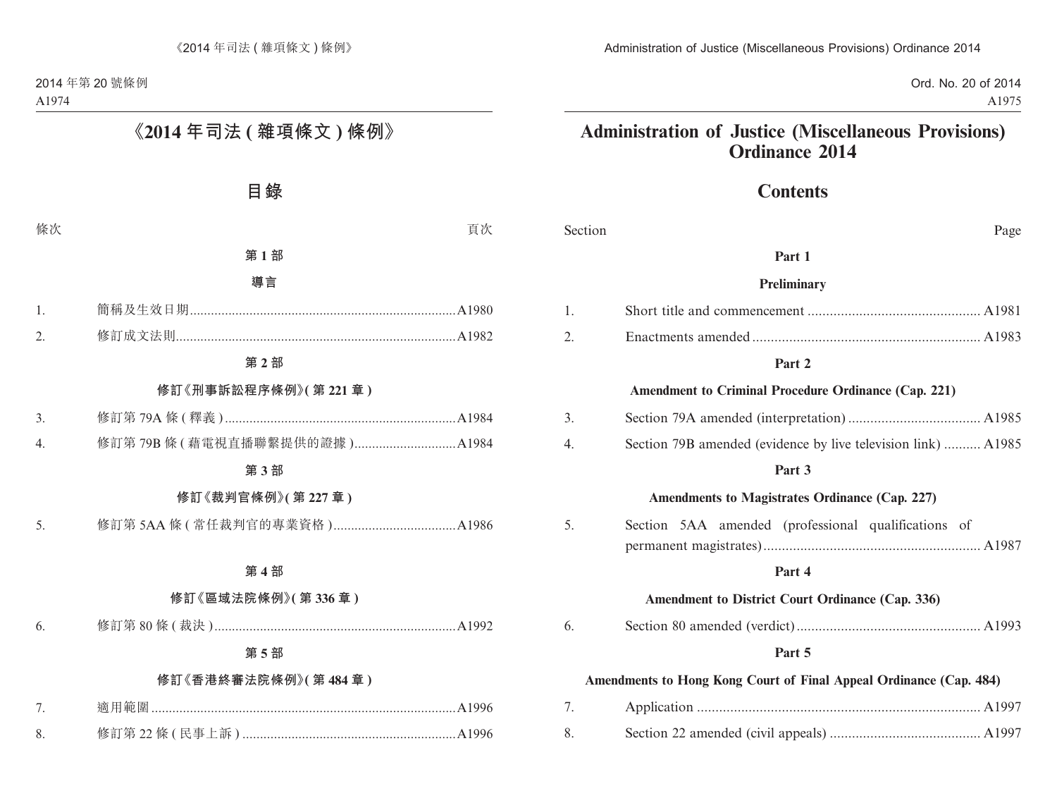# 《2014 年司法 ( 雜項條文 ) 條例》

## 目錄

| 條次 | | 頁次 |
|---|---|---|
| | **第 1 部** | |
| | **導言** | |
| 1. | 簡稱及生效日期 | A1980 |
| 2. | 修訂成文法則 | A1982 |
| | **第 2 部** | |
| | **修訂《刑事訴訟程序條例》( 第 221 章 )** | |
| 3. | 修訂第 79A 條 ( 釋義 ) | A1984 |
| 4. | 修訂第 79B 條 ( 藉電視直播聯繫提供的證據 ) | A1984 |
| | **第 3 部** | |
| | **修訂《裁判官條例》( 第 227 章 )** | |
| 5. | 修訂第 5AA 條 ( 常任裁判官的專業資格 ) | A1986 |
| | **第 4 部** | |
| | **修訂《區域法院條例》( 第 336 章 )** | |
| 6. | 修訂第 80 條 ( 裁決 ) | A1992 |
| | **第 5 部** | |
| | **修訂《香港終審法院條例》( 第 484 章 )** | |
| 7. | 適用範圍 | A1996 |
| 8. | 修訂第 22 條 ( 民事上訴 ) | A1996 |

# Administration of Justice (Miscellaneous Provisions) Ordinance 2014

## Contents

| Section | | Page |
|---|---|---|
| | **Part 1** | |
| | **Preliminary** | |
| 1. | Short title and commencement | A1981 |
| 2. | Enactments amended | A1983 |
| | **Part 2** | |
| | **Amendment to Criminal Procedure Ordinance (Cap. 221)** | |
| 3. | Section 79A amended (interpretation) | A1985 |
| 4. | Section 79B amended (evidence by live television link) | A1985 |
| | **Part 3** | |
| | **Amendments to Magistrates Ordinance (Cap. 227)** | |
| 5. | Section 5AA amended (professional qualifications of permanent magistrates) | A1987 |
| | **Part 4** | |
| | **Amendment to District Court Ordinance (Cap. 336)** | |
| 6. | Section 80 amended (verdict) | A1993 |
| | **Part 5** | |
| | **Amendments to Hong Kong Court of Final Appeal Ordinance (Cap. 484)** | |
| 7. | Application | A1997 |
| 8. | Section 22 amended (civil appeals) | A1997 |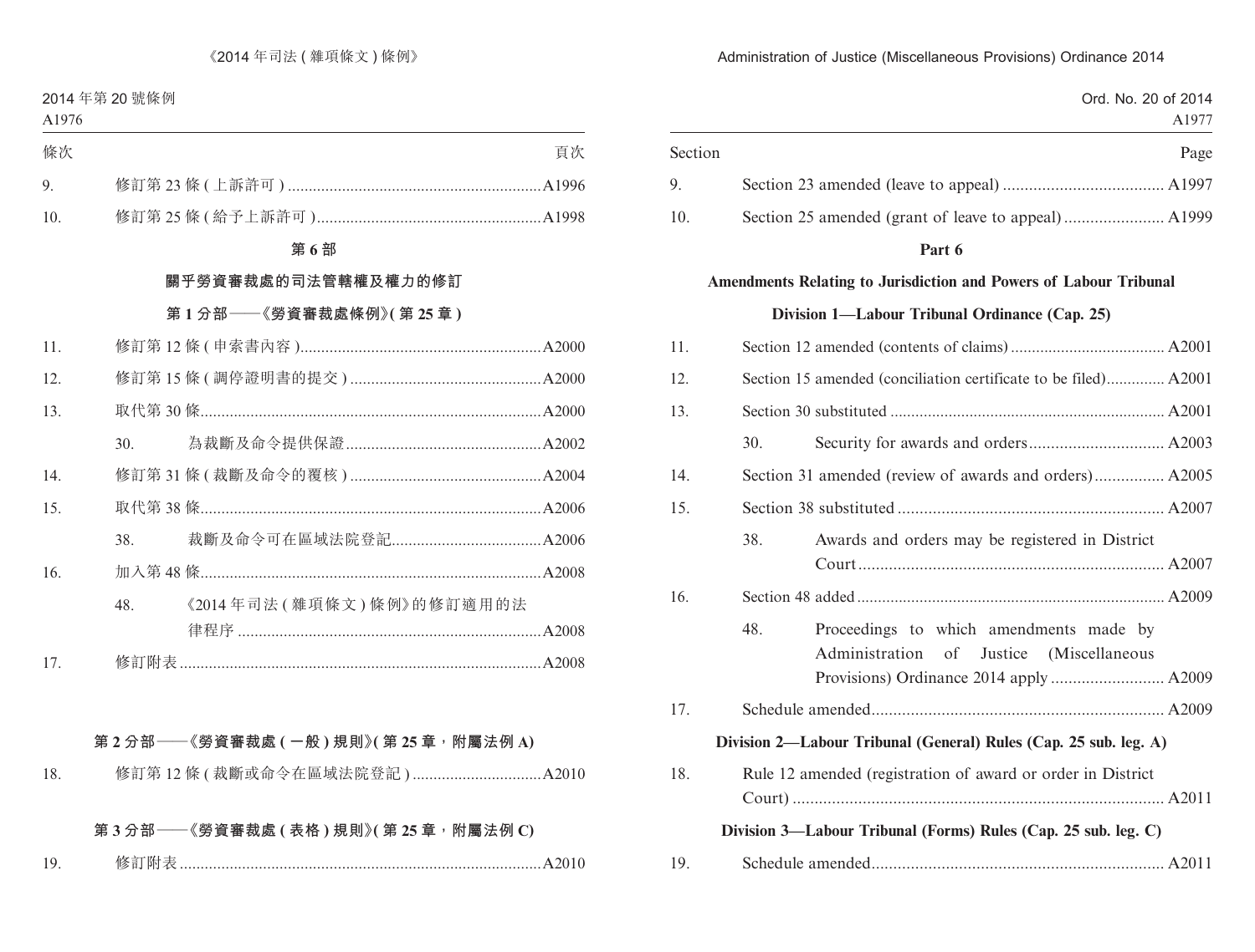| 條次 | | 頁次 |
|---|---|---|
| 9. | 修訂第 23 條 (上訴許可) | A1996 |
| 10. | 修訂第 25 條 (給予上訴許可) | A1998 |

**第 6 部**

**關乎勞資審裁處的司法管轄權及權力的修訂**

**第 1 分部——《勞資審裁處條例》(第 25 章)**

| 條次 | | 頁次 |
|---|---|---|
| 11. | 修訂第 12 條 (申索書內容) | A2000 |
| 12. | 修訂第 15 條 (調停證明書的提交) | A2000 |
| 13. | 取代第 30 條 | A2000 |
| | 30. 為裁斷及命令提供保證 | A2002 |
| 14. | 修訂第 31 條 (裁斷及命令的覆核) | A2004 |
| 15. | 取代第 38 條 | A2006 |
| | 38. 裁斷及命令可在區域法院登記 | A2006 |
| 16. | 加入第 48 條 | A2008 |
| | 48. 《2014 年司法 (雜項條文) 條例》的修訂適用的法律程序 | A2008 |
| 17. | 修訂附表 | A2008 |

**第 2 分部——《勞資審裁處 (一般) 規則》(第 25 章，附屬法例 A)**

| 條次 | | 頁次 |
|---|---|---|
| 18. | 修訂第 12 條 (裁斷或命令在區域法院登記) | A2010 |

**第 3 分部——《勞資審裁處 (表格) 規則》(第 25 章，附屬法例 C)**

| 條次 | | 頁次 |
|---|---|---|
| 19. | 修訂附表 | A2010 |

| Section | | Page |
|---|---|---|
| 9. | Section 23 amended (leave to appeal) | A1997 |
| 10. | Section 25 amended (grant of leave to appeal) | A1999 |

**Part 6**

**Amendments Relating to Jurisdiction and Powers of Labour Tribunal**

**Division 1—Labour Tribunal Ordinance (Cap. 25)**

| Section | | Page |
|---|---|---|
| 11. | Section 12 amended (contents of claims) | A2001 |
| 12. | Section 15 amended (conciliation certificate to be filed) | A2001 |
| 13. | Section 30 substituted | A2001 |
| | 30. Security for awards and orders | A2003 |
| 14. | Section 31 amended (review of awards and orders) | A2005 |
| 15. | Section 38 substituted | A2007 |
| | 38. Awards and orders may be registered in District Court | A2007 |
| 16. | Section 48 added | A2009 |
| | 48. Proceedings to which amendments made by Administration of Justice (Miscellaneous Provisions) Ordinance 2014 apply | A2009 |
| 17. | Schedule amended | A2009 |

**Division 2—Labour Tribunal (General) Rules (Cap. 25 sub. leg. A)**

| Section | | Page |
|---|---|---|
| 18. | Rule 12 amended (registration of award or order in District Court) | A2011 |

**Division 3—Labour Tribunal (Forms) Rules (Cap. 25 sub. leg. C)**

| Section | | Page |
|---|---|---|
| 19. | Schedule amended | A2011 |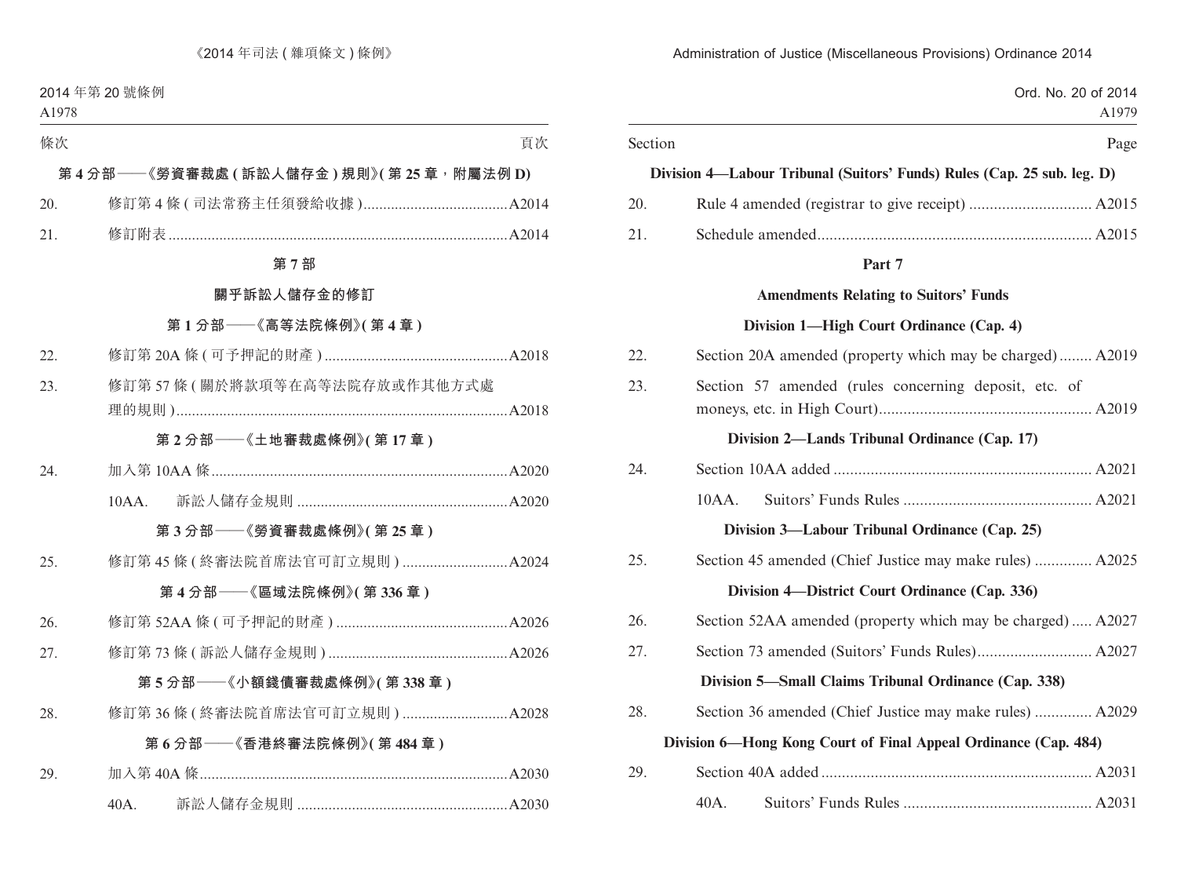| 條次 | | 頁次 |
|---|---|---|
| **第 4 分部——《勞資審裁處 ( 訴訟人儲存金 ) 規則》( 第 25 章，附屬法例 D)** | | |
| 20. | 修訂第 4 條 ( 司法常務主任須發給收據 ) | A2014 |
| 21. | 修訂附表 | A2014 |
| **第 7 部** | | |
| **關乎訴訟人儲存金的修訂** | | |
| **第 1 分部——《高等法院條例》( 第 4 章 )** | | |
| 22. | 修訂第 20A 條 ( 可予押記的財產 ) | A2018 |
| 23. | 修訂第 57 條 ( 關於將款項等在高等法院存放或作其他方式處理的規則 ) | A2018 |
| **第 2 分部——《土地審裁處條例》( 第 17 章 )** | | |
| 24. | 加入第 10AA 條 | A2020 |
| | 10AA. 訴訟人儲存金規則 | A2020 |
| **第 3 分部——《勞資審裁處條例》( 第 25 章 )** | | |
| 25. | 修訂第 45 條 ( 終審法院首席法官可訂立規則 ) | A2024 |
| **第 4 分部——《區域法院條例》( 第 336 章 )** | | |
| 26. | 修訂第 52AA 條 ( 可予押記的財產 ) | A2026 |
| 27. | 修訂第 73 條 ( 訴訟人儲存金規則 ) | A2026 |
| **第 5 分部——《小額錢債審裁處條例》( 第 338 章 )** | | |
| 28. | 修訂第 36 條 ( 終審法院首席法官可訂立規則 ) | A2028 |
| **第 6 分部——《香港終審法院條例》( 第 484 章 )** | | |
| 29. | 加入第 40A 條 | A2030 |
| | 40A. 訴訟人儲存金規則 | A2030 |

| Section | | Page |
|---|---|---|
| **Division 4—Labour Tribunal (Suitors' Funds) Rules (Cap. 25 sub. leg. D)** | | |
| 20. | Rule 4 amended (registrar to give receipt) | A2015 |
| 21. | Schedule amended | A2015 |
| **Part 7** | | |
| **Amendments Relating to Suitors' Funds** | | |
| **Division 1—High Court Ordinance (Cap. 4)** | | |
| 22. | Section 20A amended (property which may be charged) | A2019 |
| 23. | Section 57 amended (rules concerning deposit, etc. of moneys, etc. in High Court) | A2019 |
| **Division 2—Lands Tribunal Ordinance (Cap. 17)** | | |
| 24. | Section 10AA added | A2021 |
| | 10AA. Suitors' Funds Rules | A2021 |
| **Division 3—Labour Tribunal Ordinance (Cap. 25)** | | |
| 25. | Section 45 amended (Chief Justice may make rules) | A2025 |
| **Division 4—District Court Ordinance (Cap. 336)** | | |
| 26. | Section 52AA amended (property which may be charged) | A2027 |
| 27. | Section 73 amended (Suitors' Funds Rules) | A2027 |
| **Division 5—Small Claims Tribunal Ordinance (Cap. 338)** | | |
| 28. | Section 36 amended (Chief Justice may make rules) | A2029 |
| **Division 6—Hong Kong Court of Final Appeal Ordinance (Cap. 484)** | | |
| 29. | Section 40A added | A2031 |
| | 40A. Suitors' Funds Rules | A2031 |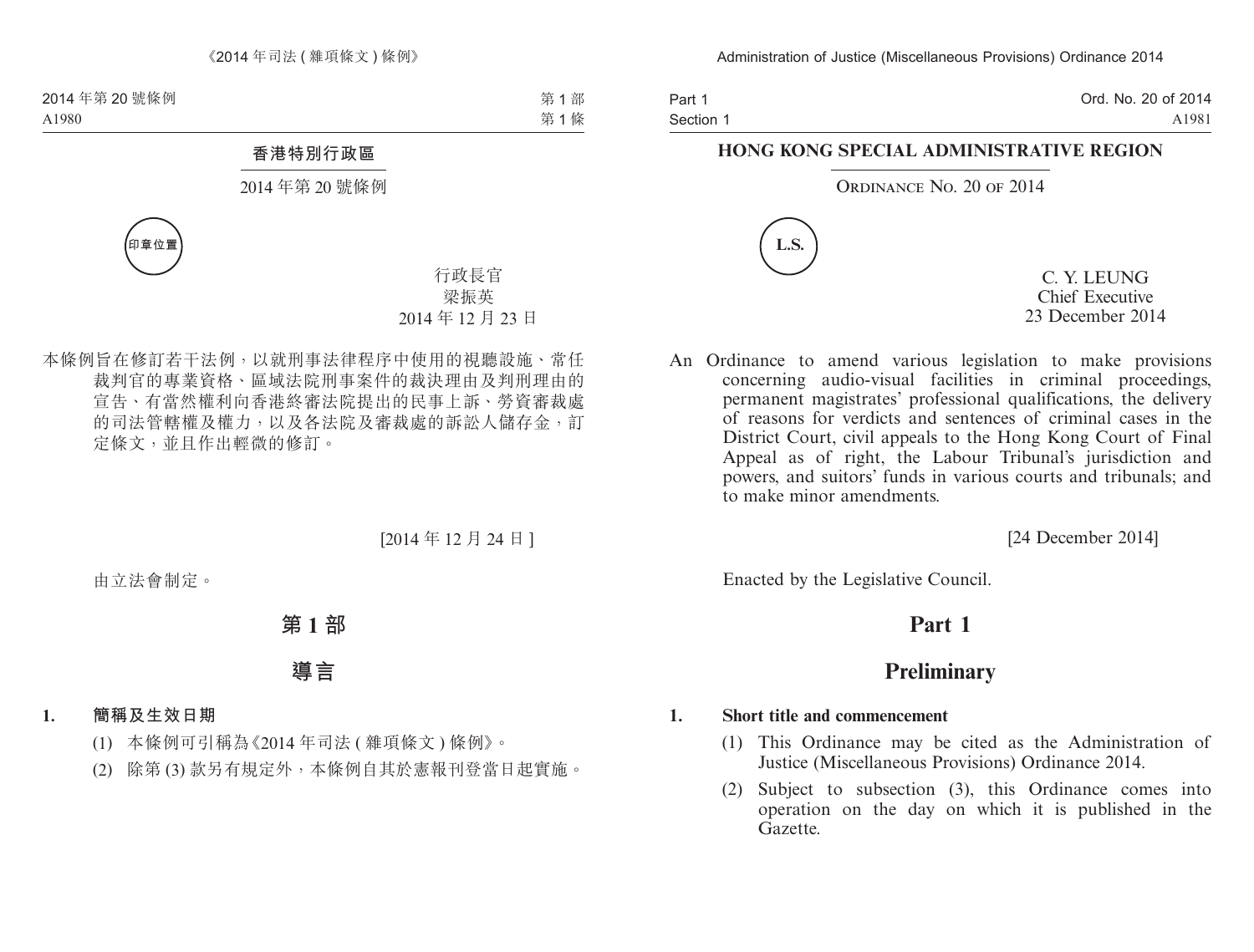香港特別行政區

2014 年第 20 號條例

印章位置

行政長官
梁振英
2014 年 12 月 23 日

本條例旨在修訂若干法例，以就刑事法律程序中使用的視聽設施、常任裁判官的專業資格、區域法院刑事案件的裁決理由及判刑理由的宣告、有當然權利向香港終審法院提出的民事上訴、勞資審裁處的司法管轄權及權力，以及各法院及審裁處的訴訟人儲存金，訂定條文，並且作出輕微的修訂。

[2014 年 12 月 24 日]

由立法會制定。

# 第 1 部

# 導言

**1. 簡稱及生效日期**

(1) 本條例可引稱為《2014 年司法 ( 雜項條文 ) 條例》。

(2) 除第 (3) 款另有規定外，本條例自其於憲報刊登當日起實施。

**HONG KONG SPECIAL ADMINISTRATIVE REGION**

ORDINANCE NO. 20 OF 2014

L.S.

C. Y. LEUNG
Chief Executive
23 December 2014

An Ordinance to amend various legislation to make provisions concerning audio-visual facilities in criminal proceedings, permanent magistrates' professional qualifications, the delivery of reasons for verdicts and sentences of criminal cases in the District Court, civil appeals to the Hong Kong Court of Final Appeal as of right, the Labour Tribunal's jurisdiction and powers, and suitors' funds in various courts and tribunals; and to make minor amendments.

[24 December 2014]

Enacted by the Legislative Council.

# Part 1

# Preliminary

**1. Short title and commencement**

(1) This Ordinance may be cited as the Administration of Justice (Miscellaneous Provisions) Ordinance 2014.

(2) Subject to subsection (3), this Ordinance comes into operation on the day on which it is published in the Gazette.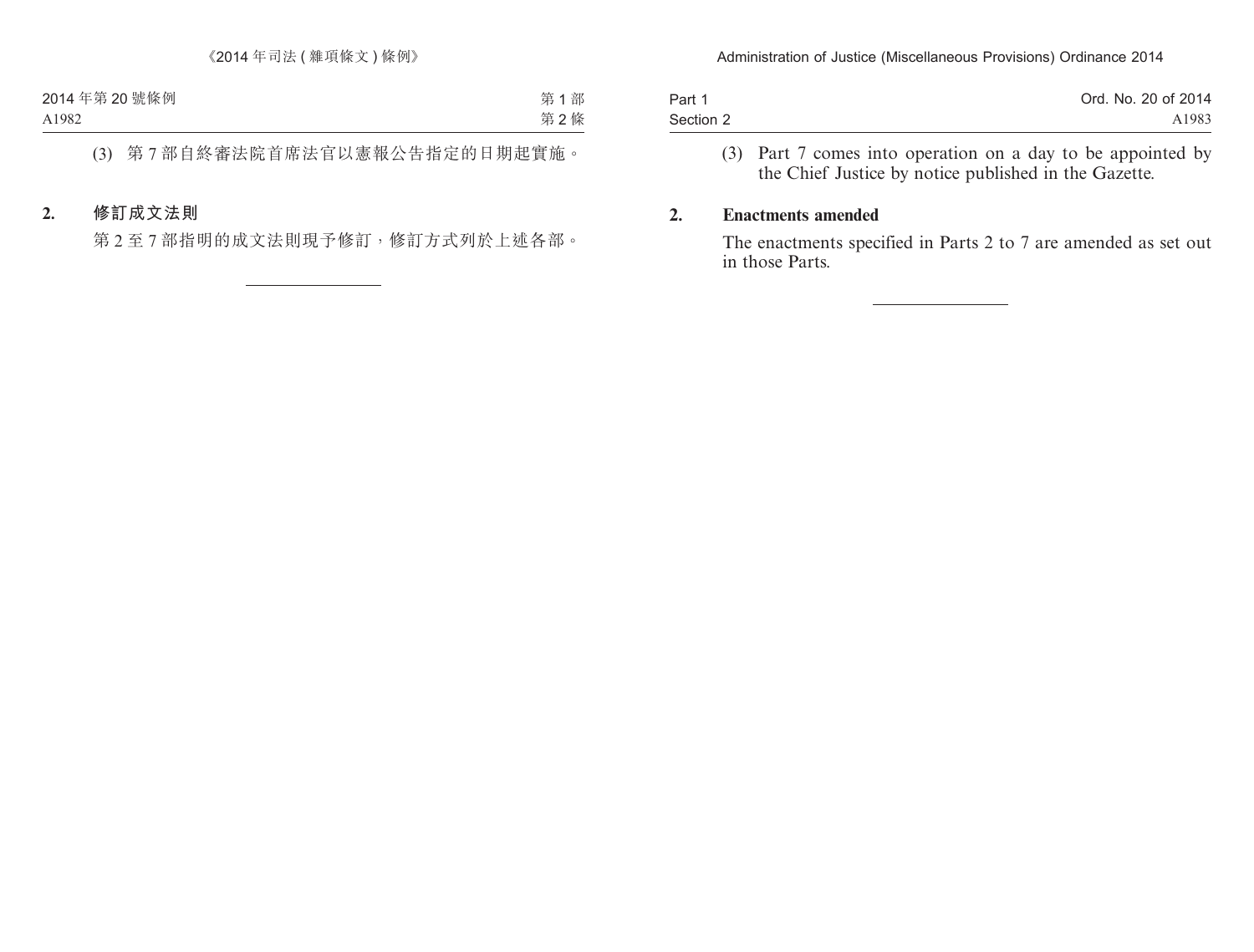(3) 第 7 部自終審法院首席法官以憲報公告指定的日期起實施。

**2. 修訂成文法則**

第 2 至 7 部指明的成文法則現予修訂，修訂方式列於上述各部。

---

(3) Part 7 comes into operation on a day to be appointed by the Chief Justice by notice published in the Gazette.

**2. Enactments amended**

The enactments specified in Parts 2 to 7 are amended as set out in those Parts.

---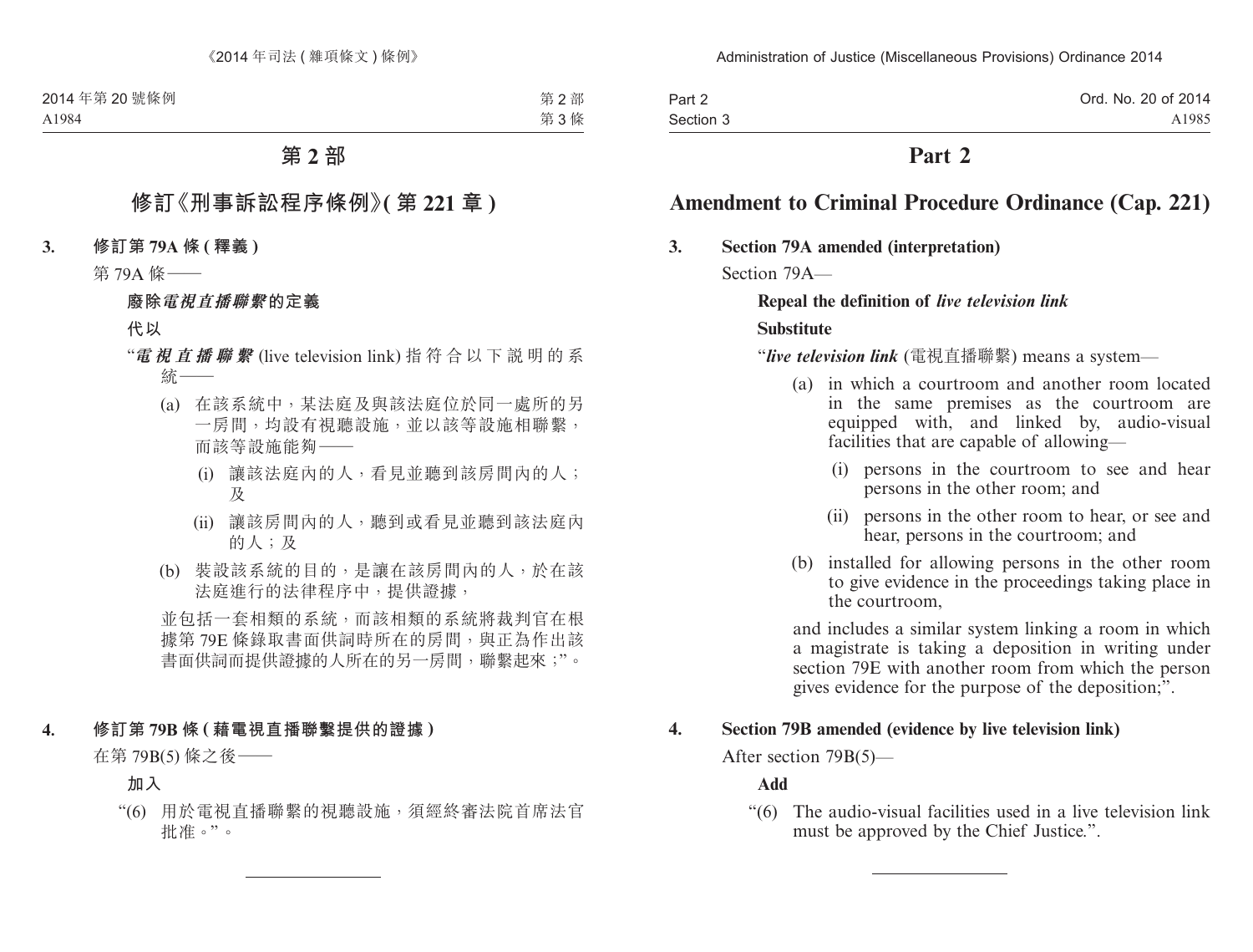# 第 2 部

## 修訂《刑事訴訟程序條例》(第 221 章)

**3. 修訂第 79A 條 (釋義)**

第 79A 條——

**廢除*電視直播聯繫*的定義**

**代以**

“***電視直播聯繫*** (live television link) 指符合以下說明的系統——

(a) 在該系統中,某法庭及與該法庭位於同一處所的另一房間,均設有視聽設施,並以該等設施相聯繫,而該等設施能夠——

(i) 讓該法庭內的人,看見並聽到該房間內的人;及

(ii) 讓該房間內的人,聽到或看見並聽到該法庭內的人;及

(b) 裝設該系統的目的,是讓在該房間內的人,於在該法庭進行的法律程序中,提供證據,

並包括一套相類的系統,而該相類的系統將裁判官在根據第 79E 條錄取書面供詞時所在的房間,與正為作出該書面供詞而提供證據的人所在的另一房間,聯繫起來;”。

**4. 修訂第 79B 條 (藉電視直播聯繫提供的證據)**

在第 79B(5) 條之後——

**加入**

“(6) 用於電視直播聯繫的視聽設施,須經終審法院首席法官批准。”。

# Part 2

## Amendment to Criminal Procedure Ordinance (Cap. 221)

**3. Section 79A amended (interpretation)**

Section 79A—

**Repeal the definition of *live television link***

**Substitute**

“***live television link*** (電視直播聯繫) means a system—

(a) in which a courtroom and another room located in the same premises as the courtroom are equipped with, and linked by, audio-visual facilities that are capable of allowing—

(i) persons in the courtroom to see and hear persons in the other room; and

(ii) persons in the other room to hear, or see and hear, persons in the courtroom; and

(b) installed for allowing persons in the other room to give evidence in the proceedings taking place in the courtroom,

and includes a similar system linking a room in which a magistrate is taking a deposition in writing under section 79E with another room from which the person gives evidence for the purpose of the deposition;”.

**4. Section 79B amended (evidence by live television link)**

After section 79B(5)—

**Add**

“(6) The audio-visual facilities used in a live television link must be approved by the Chief Justice.”.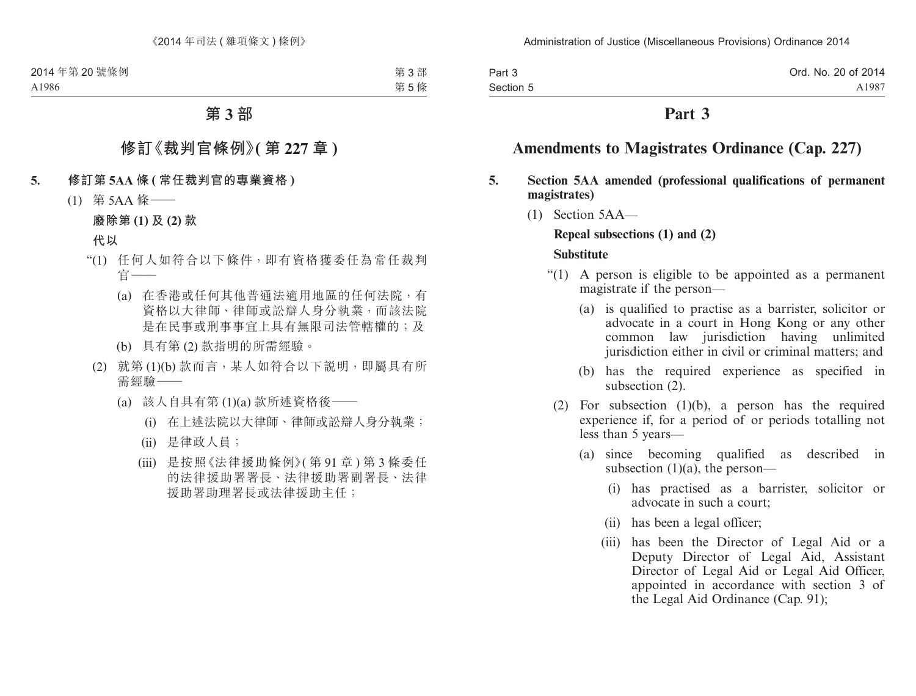# 第 3 部

## 修訂《裁判官條例》( 第 227 章 )

**5. 修訂第 5AA 條 ( 常任裁判官的專業資格 )**

(1) 第 5AA 條——

**廢除第 (1) 及 (2) 款**

**代以**

“(1) 任何人如符合以下條件，即有資格獲委任為常任裁判官——

(a) 在香港或任何其他普通法適用地區的任何法院，有資格以大律師、律師或訟辯人身分執業，而該法院是在民事或刑事事宜上具有無限司法管轄權的；及

(b) 具有第 (2) 款指明的所需經驗。

(2) 就第 (1)(b) 款而言，某人如符合以下說明，即屬具有所需經驗——

(a) 該人自具有第 (1)(a) 款所述資格後——

(i) 在上述法院以大律師、律師或訟辯人身分執業；

(ii) 是律政人員；

(iii) 是按照《法律援助條例》( 第 91 章 ) 第 3 條委任的法律援助署署長、法律援助署副署長、法律援助署助理署長或法律援助主任；

# Part 3

## Amendments to Magistrates Ordinance (Cap. 227)

**5. Section 5AA amended (professional qualifications of permanent magistrates)**

(1) Section 5AA—

**Repeal subsections (1) and (2)**

**Substitute**

“(1) A person is eligible to be appointed as a permanent magistrate if the person—

(a) is qualified to practise as a barrister, solicitor or advocate in a court in Hong Kong or any other common law jurisdiction having unlimited jurisdiction either in civil or criminal matters; and

(b) has the required experience as specified in subsection (2).

(2) For subsection (1)(b), a person has the required experience if, for a period of or periods totalling not less than 5 years—

(a) since becoming qualified as described in subsection (1)(a), the person—

(i) has practised as a barrister, solicitor or advocate in such a court;

(ii) has been a legal officer;

(iii) has been the Director of Legal Aid or a Deputy Director of Legal Aid, Assistant Director of Legal Aid or Legal Aid Officer, appointed in accordance with section 3 of the Legal Aid Ordinance (Cap. 91);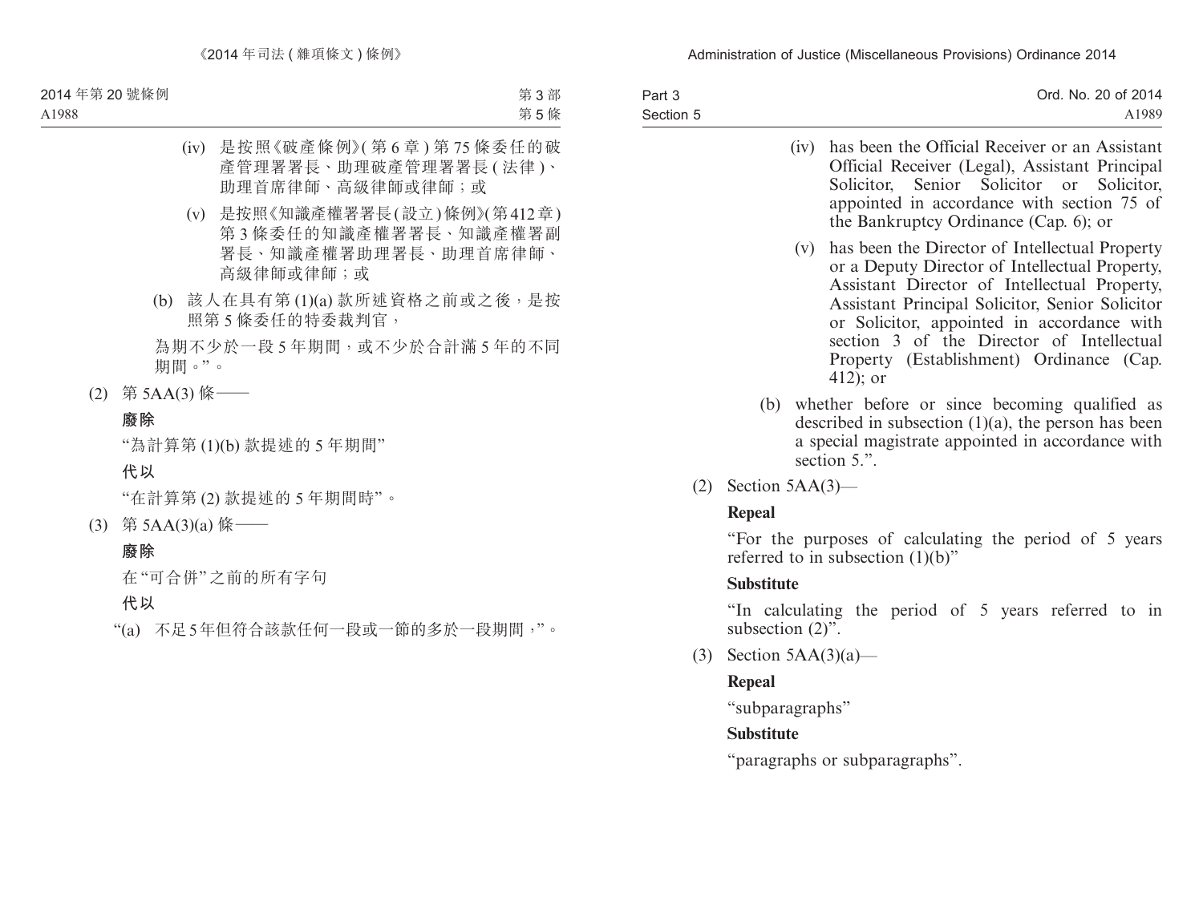(iv) 是按照《破產條例》(第 6 章) 第 75 條委任的破產管理署署長、助理破產管理署署長 (法律)、助理首席律師、高級律師或律師；或

(v) 是按照《知識產權署署長 (設立) 條例》(第 412 章) 第 3 條委任的知識產權署署長、知識產權署副署長、知識產權署助理署長、助理首席律師、高級律師或律師；或

(b) 該人在具有第 (1)(a) 款所述資格之前或之後，是按照第 5 條委任的特委裁判官，

為期不少於一段 5 年期間，或不少於合計滿 5 年的不同期間。”。

(2) 第 5AA(3) 條——

**廢除**

“為計算第 (1)(b) 款提述的 5 年期間”

**代以**

“在計算第 (2) 款提述的 5 年期間時”。

(3) 第 5AA(3)(a) 條——

**廢除**

在“可合併”之前的所有字句

**代以**

“(a) 不足 5 年但符合該款任何一段或一節的多於一段期間，”。

(iv) has been the Official Receiver or an Assistant Official Receiver (Legal), Assistant Principal Solicitor, Senior Solicitor or Solicitor, appointed in accordance with section 75 of the Bankruptcy Ordinance (Cap. 6); or

(v) has been the Director of Intellectual Property or a Deputy Director of Intellectual Property, Assistant Director of Intellectual Property, Assistant Principal Solicitor, Senior Solicitor or Solicitor, appointed in accordance with section 3 of the Director of Intellectual Property (Establishment) Ordinance (Cap. 412); or

(b) whether before or since becoming qualified as described in subsection (1)(a), the person has been a special magistrate appointed in accordance with section 5.”.

(2) Section 5AA(3)—

**Repeal**

“For the purposes of calculating the period of 5 years referred to in subsection (1)(b)”

**Substitute**

“In calculating the period of 5 years referred to in subsection (2)”.

(3) Section 5AA(3)(a)—

**Repeal**

“subparagraphs”

**Substitute**

“paragraphs or subparagraphs”.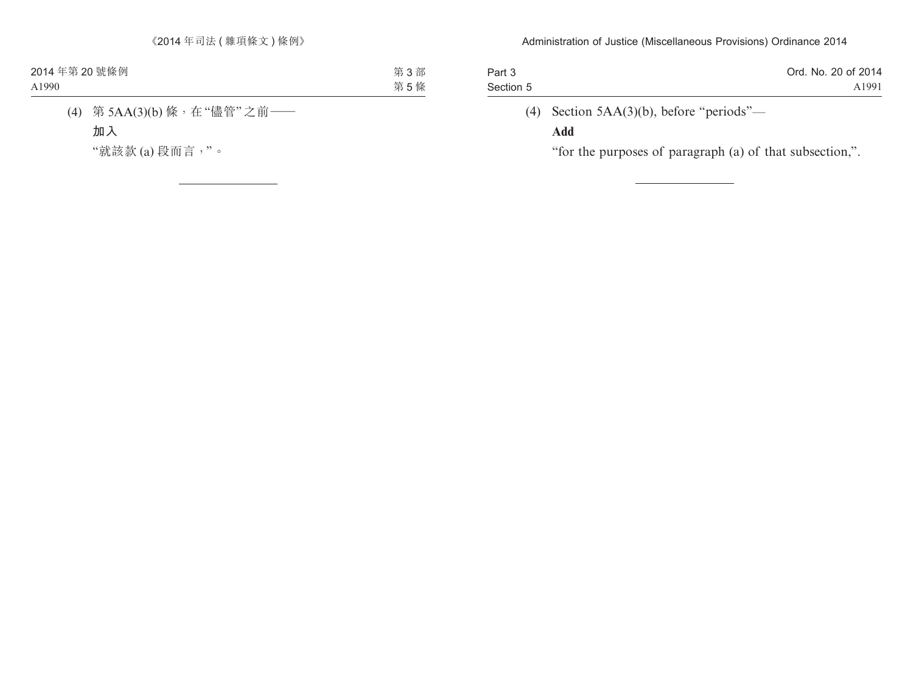(4) 第 5AA(3)(b) 條，在“儘管”之前——

**加入**

“就該款 (a) 段而言，”。

(4) Section 5AA(3)(b), before “periods”—

**Add**

“for the purposes of paragraph (a) of that subsection,”.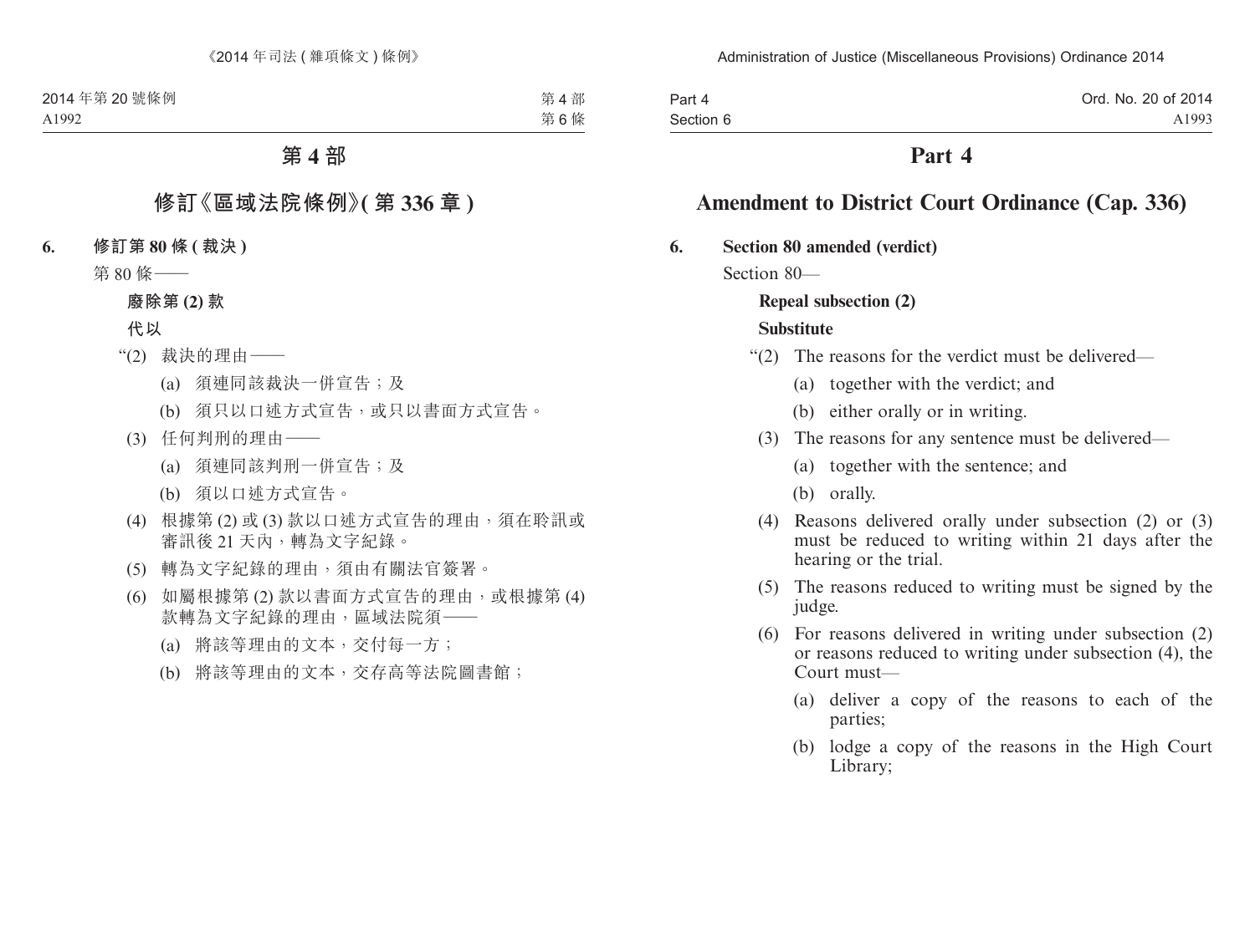# 第 4 部

## 修訂《區域法院條例》(第 336 章)

**6. 修訂第 80 條 (裁決)**

第 80 條——

**廢除第 (2) 款**

**代以**

“(2) 裁決的理由——

(a) 須連同該裁決一併宣告；及

(b) 須只以口述方式宣告，或只以書面方式宣告。

(3) 任何判刑的理由——

(a) 須連同該判刑一併宣告；及

(b) 須以口述方式宣告。

(4) 根據第 (2) 或 (3) 款以口述方式宣告的理由，須在聆訊或審訊後 21 天內，轉為文字紀錄。

(5) 轉為文字紀錄的理由，須由有關法官簽署。

(6) 如屬根據第 (2) 款以書面方式宣告的理由，或根據第 (4) 款轉為文字紀錄的理由，區域法院須——

(a) 將該等理由的文本，交付每一方；

(b) 將該等理由的文本，交存高等法院圖書館；

# Part 4

## Amendment to District Court Ordinance (Cap. 336)

**6. Section 80 amended (verdict)**

Section 80—

**Repeal subsection (2)**

**Substitute**

“(2) The reasons for the verdict must be delivered—

(a) together with the verdict; and

(b) either orally or in writing.

(3) The reasons for any sentence must be delivered—

(a) together with the sentence; and

(b) orally.

(4) Reasons delivered orally under subsection (2) or (3) must be reduced to writing within 21 days after the hearing or the trial.

(5) The reasons reduced to writing must be signed by the judge.

(6) For reasons delivered in writing under subsection (2) or reasons reduced to writing under subsection (4), the Court must—

(a) deliver a copy of the reasons to each of the parties;

(b) lodge a copy of the reasons in the High Court Library;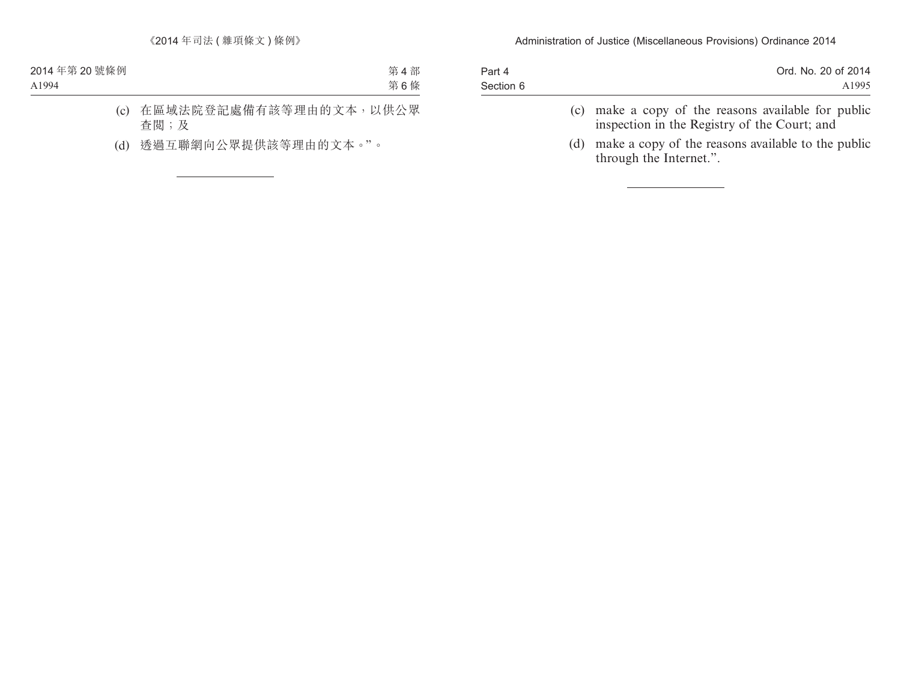(c) 在區域法院登記處備有該等理由的文本，以供公眾查閱；及

(d) 透過互聯網向公眾提供該等理由的文本。”。

(c) make a copy of the reasons available for public inspection in the Registry of the Court; and

(d) make a copy of the reasons available to the public through the Internet.”.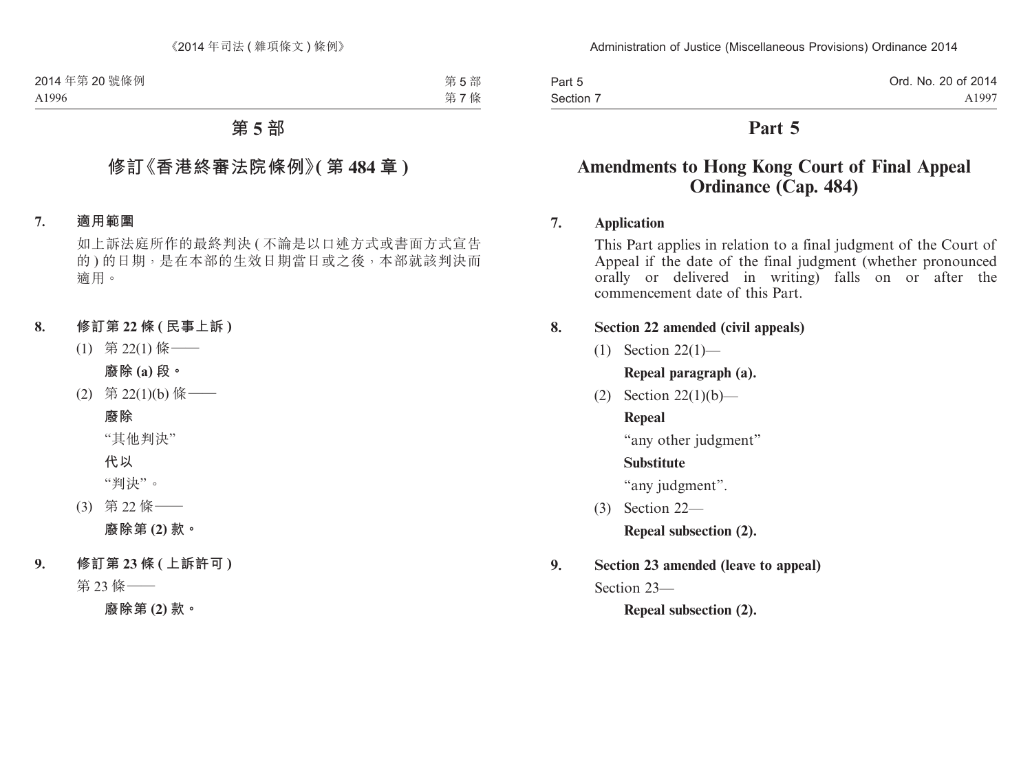# 第 5 部

## 修訂《香港終審法院條例》(第 484 章)

**7. 適用範圍**

如上訴法庭所作的最終判決 (不論是以口述方式或書面方式宣告的) 的日期，是在本部的生效日期當日或之後，本部就該判決而適用。

**8. 修訂第 22 條 (民事上訴)**

(1) 第 22(1) 條——

**廢除 (a) 段。**

(2) 第 22(1)(b) 條——

**廢除**

“其他判決”

**代以**

“判決”。

(3) 第 22 條——

**廢除第 (2) 款。**

**9. 修訂第 23 條 (上訴許可)**

第 23 條——

**廢除第 (2) 款。**

# Part 5

## Amendments to Hong Kong Court of Final Appeal Ordinance (Cap. 484)

**7. Application**

This Part applies in relation to a final judgment of the Court of Appeal if the date of the final judgment (whether pronounced orally or delivered in writing) falls on or after the commencement date of this Part.

**8. Section 22 amended (civil appeals)**

(1) Section 22(1)—

**Repeal paragraph (a).**

(2) Section 22(1)(b)—

**Repeal**

“any other judgment”

**Substitute**

“any judgment”.

(3) Section 22—

**Repeal subsection (2).**

**9. Section 23 amended (leave to appeal)**

Section 23—

**Repeal subsection (2).**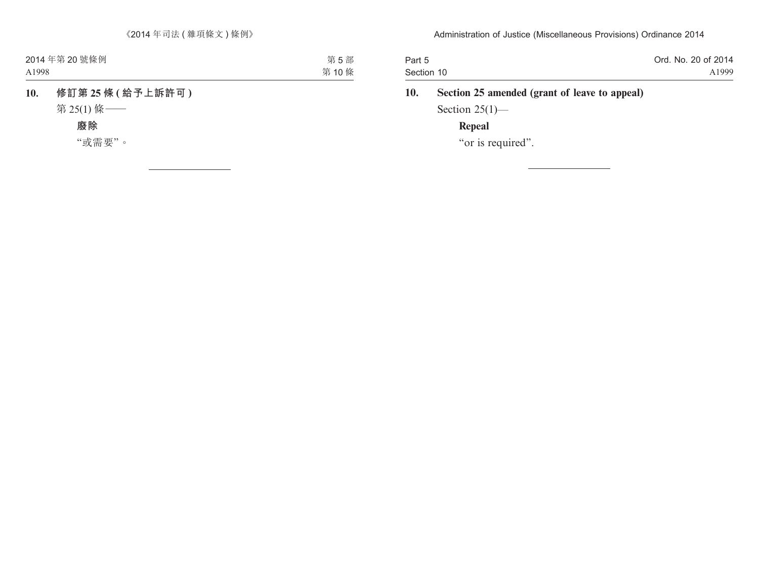### 10. 修訂第 25 條 (給予上訴許可)

第 25(1) 條——

**廢除**

"或需要"。

---

### 10. Section 25 amended (grant of leave to appeal)

Section 25(1)—

**Repeal**

"or is required".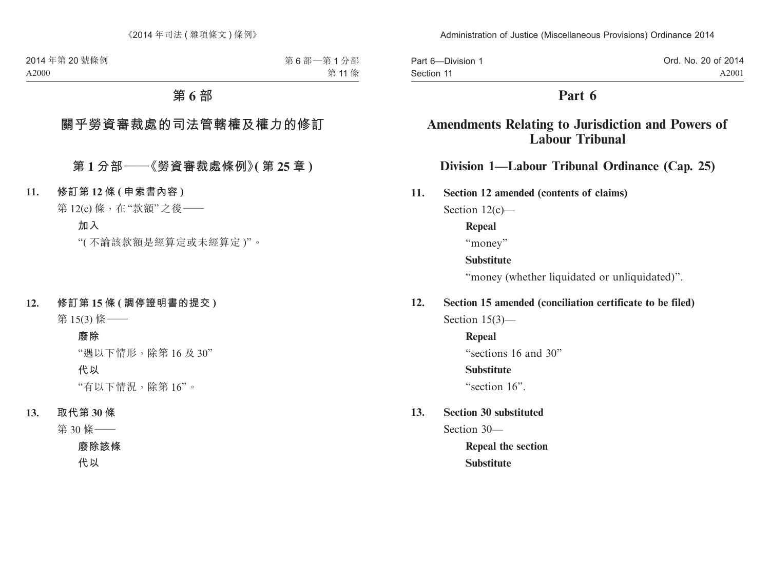# 第 6 部

## 關乎勞資審裁處的司法管轄權及權力的修訂

### 第 1 分部——《勞資審裁處條例》(第 25 章)

**11. 修訂第 12 條 (申索書內容)**

第 12(c) 條，在"款額"之後——

**加入**

"(不論該款額是經算定或未經算定)"。

**12. 修訂第 15 條 (調停證明書的提交)**

第 15(3) 條——

**廢除**

"遇以下情形，除第 16 及 30"

**代以**

"有以下情況，除第 16"。

**13. 取代第 30 條**

第 30 條——

**廢除該條**

**代以**

# Part 6

## Amendments Relating to Jurisdiction and Powers of Labour Tribunal

### Division 1—Labour Tribunal Ordinance (Cap. 25)

**11. Section 12 amended (contents of claims)**

Section 12(c)—

**Repeal**

"money"

**Substitute**

"money (whether liquidated or unliquidated)".

**12. Section 15 amended (conciliation certificate to be filed)**

Section 15(3)—

**Repeal**

"sections 16 and 30"

**Substitute**

"section 16".

**13. Section 30 substituted**

Section 30—

**Repeal the section**

**Substitute**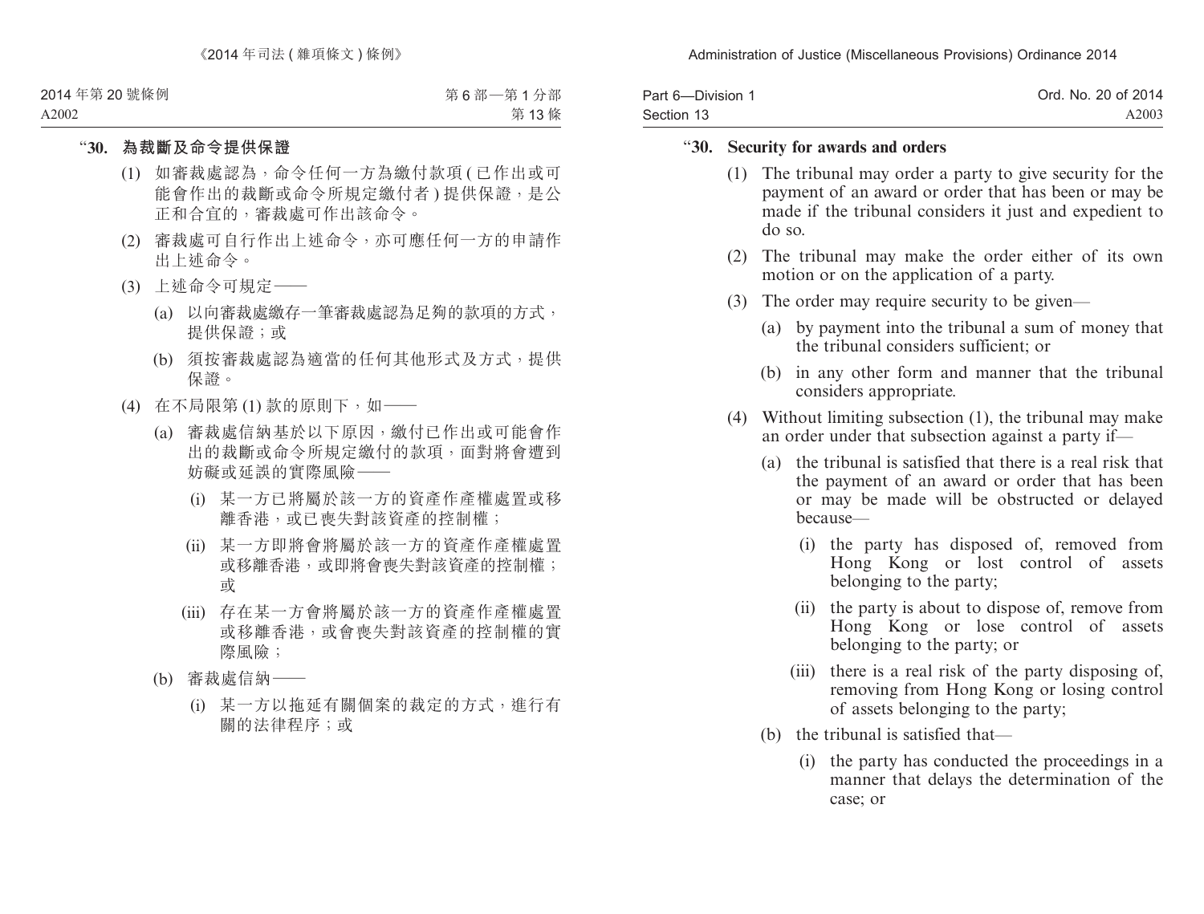“**30. 為裁斷及命令提供保證**

(1) 如審裁處認為，命令任何一方為繳付款項 (已作出或可能會作出的裁斷或命令所規定繳付者) 提供保證，是公正和合宜的，審裁處可作出該命令。

(2) 審裁處可自行作出上述命令，亦可應任何一方的申請作出上述命令。

(3) 上述命令可規定——

(a) 以向審裁處繳存一筆審裁處認為足夠的款項的方式，提供保證；或

(b) 須按審裁處認為適當的任何其他形式及方式，提供保證。

(4) 在不局限第 (1) 款的原則下，如——

(a) 審裁處信納基於以下原因，繳付已作出或可能會作出的裁斷或命令所規定繳付的款項，面對將會遭到妨礙或延誤的實際風險——

(i) 某一方已將屬於該一方的資產作產權處置或移離香港，或已喪失對該資產的控制權；

(ii) 某一方即將會將屬於該一方的資產作產權處置或移離香港，或即將會喪失對該資產的控制權；或

(iii) 存在某一方會將屬於該一方的資產作產權處置或移離香港，或會喪失對該資產的控制權的實際風險；

(b) 審裁處信納——

(i) 某一方以拖延有關個案的裁定的方式，進行有關的法律程序；或

“**30. Security for awards and orders**

(1) The tribunal may order a party to give security for the payment of an award or order that has been or may be made if the tribunal considers it just and expedient to do so.

(2) The tribunal may make the order either of its own motion or on the application of a party.

(3) The order may require security to be given—

(a) by payment into the tribunal a sum of money that the tribunal considers sufficient; or

(b) in any other form and manner that the tribunal considers appropriate.

(4) Without limiting subsection (1), the tribunal may make an order under that subsection against a party if—

(a) the tribunal is satisfied that there is a real risk that the payment of an award or order that has been or may be made will be obstructed or delayed because—

(i) the party has disposed of, removed from Hong Kong or lost control of assets belonging to the party;

(ii) the party is about to dispose of, remove from Hong Kong or lose control of assets belonging to the party; or

(iii) there is a real risk of the party disposing of, removing from Hong Kong or losing control of assets belonging to the party;

(b) the tribunal is satisfied that—

(i) the party has conducted the proceedings in a manner that delays the determination of the case; or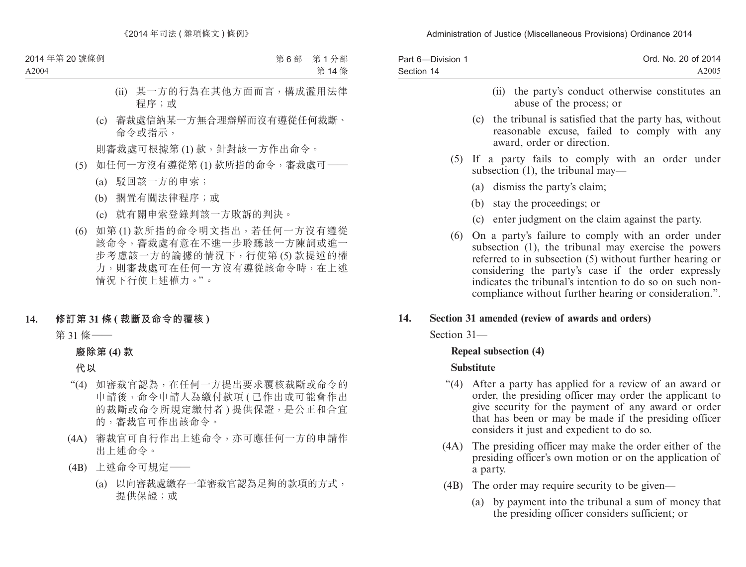(ii) 某一方的行為在其他方面而言，構成濫用法律程序；或

(c) 審裁處信納某一方無合理辯解而沒有遵從任何裁斷、命令或指示，

則審裁處可根據第 (1) 款，針對該一方作出命令。

(5) 如任何一方沒有遵從第 (1) 款所指的命令，審裁處可——

(a) 駁回該一方的申索；

(b) 擱置有關法律程序；或

(c) 就有關申索登錄判該一方敗訴的判決。

(6) 如第 (1) 款所指的命令明文指出，若任何一方沒有遵從該命令，審裁處有意在不進一步聆聽該一方陳詞或進一步考慮該一方的論據的情況下，行使第 (5) 款提述的權力，則審裁處可在任何一方沒有遵從該命令時，在上述情況下行使上述權力。”。

**14. 修訂第 31 條 (裁斷及命令的覆核)**

第 31 條——

**廢除第 (4) 款**

**代以**

“(4) 如審裁官認為，在任何一方提出要求覆核裁斷或命令的申請後，命令申請人為繳付款項 (已作出或可能會作出的裁斷或命令所規定繳付者) 提供保證，是公正和合宜的，審裁官可作出該命令。

(4A) 審裁官可自行作出上述命令，亦可應任何一方的申請作出上述命令。

(4B) 上述命令可規定——

(a) 以向審裁處繳存一筆審裁官認為足夠的款項的方式，提供保證；或

(ii) the party's conduct otherwise constitutes an abuse of the process; or

(c) the tribunal is satisfied that the party has, without reasonable excuse, failed to comply with any award, order or direction.

(5) If a party fails to comply with an order under subsection (1), the tribunal may—

(a) dismiss the party's claim;

(b) stay the proceedings; or

(c) enter judgment on the claim against the party.

(6) On a party's failure to comply with an order under subsection (1), the tribunal may exercise the powers referred to in subsection (5) without further hearing or considering the party's case if the order expressly indicates the tribunal's intention to do so on such non-compliance without further hearing or consideration.”.

**14. Section 31 amended (review of awards and orders)**

Section 31—

**Repeal subsection (4)**

**Substitute**

“(4) After a party has applied for a review of an award or order, the presiding officer may order the applicant to give security for the payment of any award or order that has been or may be made if the presiding officer considers it just and expedient to do so.

(4A) The presiding officer may make the order either of the presiding officer's own motion or on the application of a party.

(4B) The order may require security to be given—

(a) by payment into the tribunal a sum of money that the presiding officer considers sufficient; or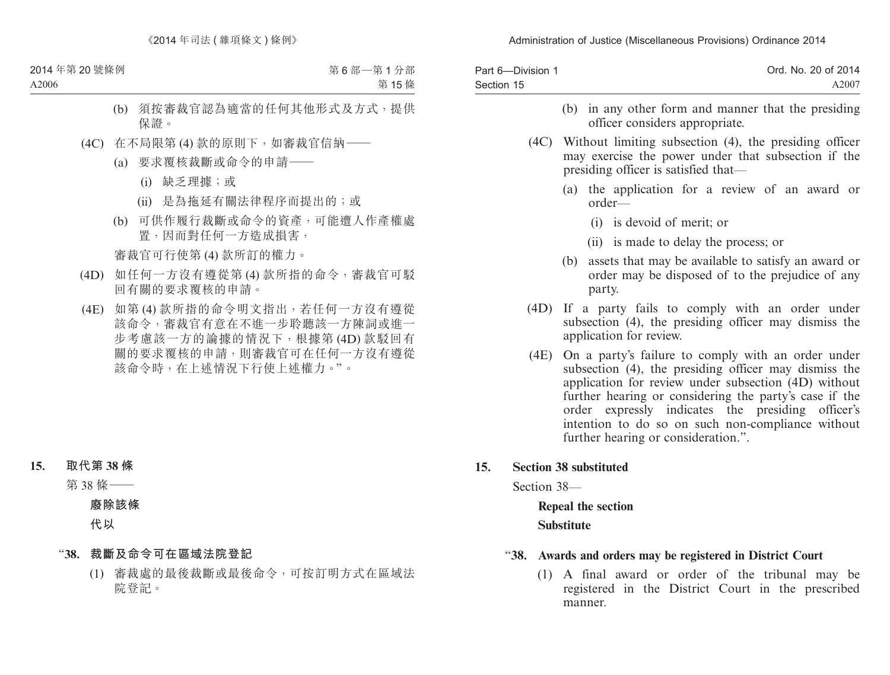(b) 須按審裁官認為適當的任何其他形式及方式，提供保證。

(4C) 在不局限第 (4) 款的原則下，如審裁官信納——

(a) 要求覆核裁斷或命令的申請——

(i) 缺乏理據；或

(ii) 是為拖延有關法律程序而提出的；或

(b) 可供作履行裁斷或命令的資產，可能遭人作產權處置，因而對任何一方造成損害，

審裁官可行使第 (4) 款所訂的權力。

(4D) 如任何一方沒有遵從第 (4) 款所指的命令，審裁官可駁回有關的要求覆核的申請。

(4E) 如第 (4) 款所指的命令明文指出，若任何一方沒有遵從該命令，審裁官有意在不進一步聆聽該一方陳詞或進一步考慮該一方的論據的情況下，根據第 (4D) 款駁回有關的要求覆核的申請，則審裁官可在任何一方沒有遵從該命令時，在上述情況下行使上述權力。”。

**15. 取代第 38 條**

第 38 條——

**廢除該條**

**代以**

“**38. 裁斷及命令可在區域法院登記**

(1) 審裁處的最後裁斷或最後命令，可按訂明方式在區域法院登記。

(b) in any other form and manner that the presiding officer considers appropriate.

(4C) Without limiting subsection (4), the presiding officer may exercise the power under that subsection if the presiding officer is satisfied that—

(a) the application for a review of an award or order—

(i) is devoid of merit; or

(ii) is made to delay the process; or

(b) assets that may be available to satisfy an award or order may be disposed of to the prejudice of any party.

(4D) If a party fails to comply with an order under subsection (4), the presiding officer may dismiss the application for review.

(4E) On a party's failure to comply with an order under subsection (4), the presiding officer may dismiss the application for review under subsection (4D) without further hearing or considering the party's case if the order expressly indicates the presiding officer's intention to do so on such non-compliance without further hearing or consideration.”.

**15. Section 38 substituted**

Section 38—

**Repeal the section**

**Substitute**

“**38. Awards and orders may be registered in District Court**

(1) A final award or order of the tribunal may be registered in the District Court in the prescribed manner.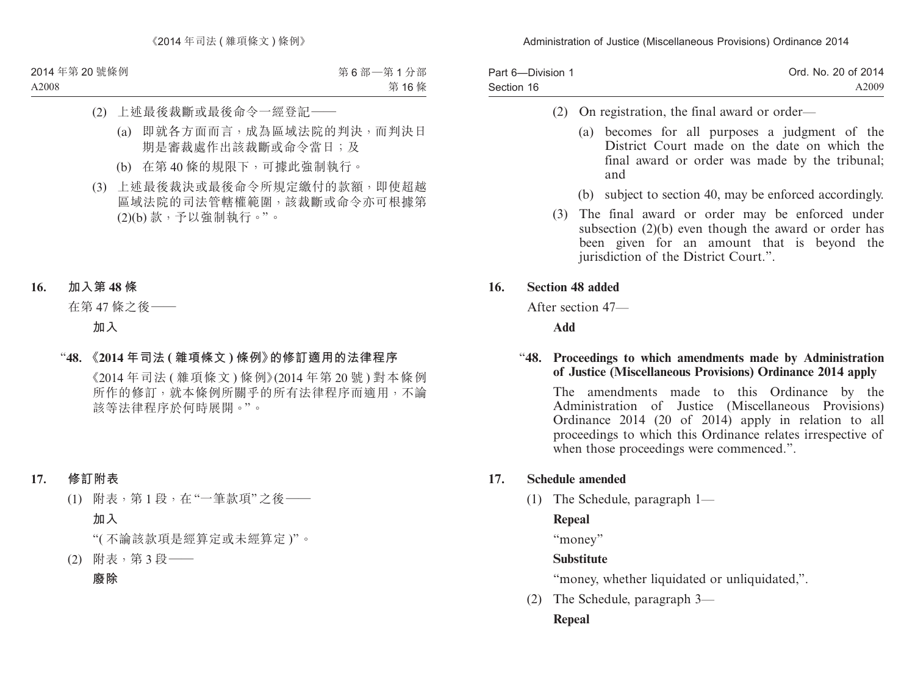(2) 上述最後裁斷或最後命令一經登記——

(a) 即就各方面而言，成為區域法院的判決，而判決日期是審裁處作出該裁斷或命令當日；及

(b) 在第 40 條的規限下，可據此強制執行。

(3) 上述最後裁決或最後命令所規定繳付的款額，即使超越區域法院的司法管轄權範圍，該裁斷或命令亦可根據第 (2)(b) 款，予以強制執行。”。

**16. 加入第 48 條**

在第 47 條之後——

**加入**

“**48. 《2014 年司法 ( 雜項條文 ) 條例》的修訂適用的法律程序**

《2014 年司法 ( 雜項條文 ) 條例》(2014 年第 20 號 ) 對本條例所作的修訂，就本條例所關乎的所有法律程序而適用，不論該等法律程序於何時展開。”。

**17. 修訂附表**

(1) 附表，第 1 段，在“一筆款項”之後——

**加入**

“( 不論該款項是經算定或未經算定 )”。

(2) 附表，第 3 段——

**廢除**

(2) On registration, the final award or order—

(a) becomes for all purposes a judgment of the District Court made on the date on which the final award or order was made by the tribunal; and

(b) subject to section 40, may be enforced accordingly.

(3) The final award or order may be enforced under subsection (2)(b) even though the award or order has been given for an amount that is beyond the jurisdiction of the District Court.”.

**16. Section 48 added**

After section 47—

**Add**

“**48. Proceedings to which amendments made by Administration of Justice (Miscellaneous Provisions) Ordinance 2014 apply**

The amendments made to this Ordinance by the Administration of Justice (Miscellaneous Provisions) Ordinance 2014 (20 of 2014) apply in relation to all proceedings to which this Ordinance relates irrespective of when those proceedings were commenced.”.

**17. Schedule amended**

(1) The Schedule, paragraph 1—

**Repeal**

“money”

**Substitute**

“money, whether liquidated or unliquidated,”.

(2) The Schedule, paragraph 3—

**Repeal**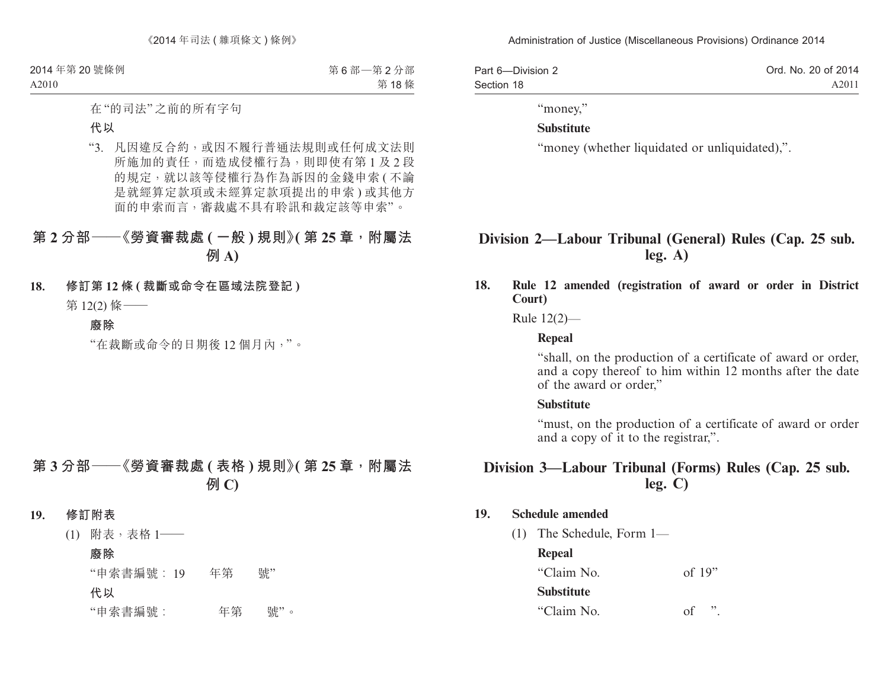在“的司法”之前的所有字句

**代以**

“3. 凡因違反合約，或因不履行普通法規則或任何成文法則所施加的責任，而造成侵權行為，則即使有第 1 及 2 段的規定，就以該等侵權行為作為訴因的金錢申索 ( 不論是就經算定款項或未經算定款項提出的申索 ) 或其他方面的申索而言，審裁處不具有聆訊和裁定該等申索”。

## 第 2 分部——《勞資審裁處 ( 一般 ) 規則》( 第 25 章，附屬法例 A)

**18. 修訂第 12 條 ( 裁斷或命令在區域法院登記 )**

第 12(2) 條——

**廢除**

“在裁斷或命令的日期後 12 個月內，”。

## 第 3 分部——《勞資審裁處 ( 表格 ) 規則》( 第 25 章，附屬法例 C)

**19. 修訂附表**

(1) 附表，表格 1——

**廢除**

“申索書編號：19　　年第　　號”

**代以**

“申索書編號：　　　　年第　　號”。

“money,”

**Substitute**

“money (whether liquidated or unliquidated),”.

## Division 2—Labour Tribunal (General) Rules (Cap. 25 sub. leg. A)

**18. Rule 12 amended (registration of award or order in District Court)**

Rule 12(2)—

**Repeal**

“shall, on the production of a certificate of award or order, and a copy thereof to him within 12 months after the date of the award or order,”

**Substitute**

“must, on the production of a certificate of award or order and a copy of it to the registrar,”.

## Division 3—Labour Tribunal (Forms) Rules (Cap. 25 sub. leg. C)

**19. Schedule amended**

(1) The Schedule, Form 1—

**Repeal**

“Claim No.　　　　　of 19”

**Substitute**

“Claim No.　　　　　of　”.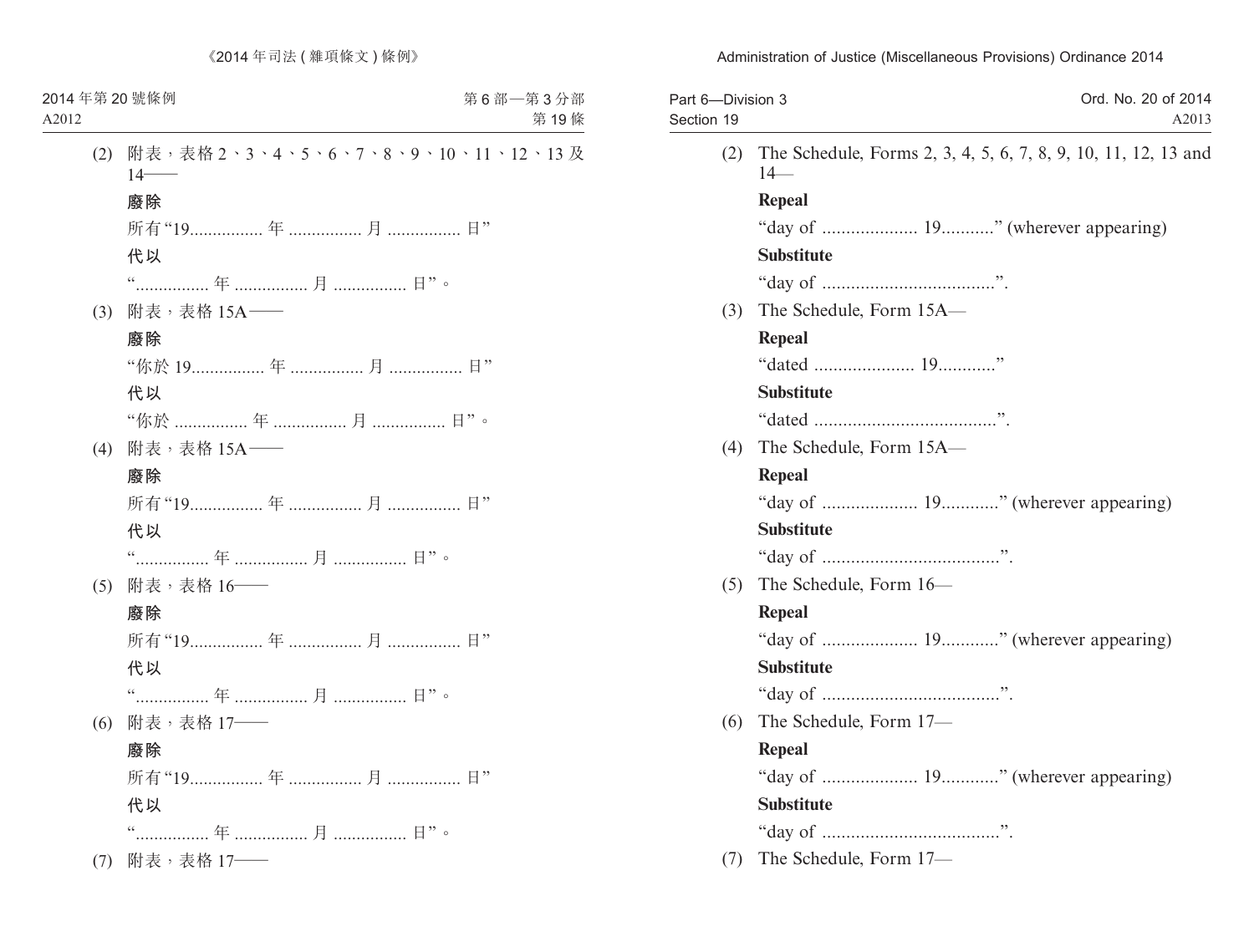(2) 附表，表格 2、3、4、5、6、7、8、9、10、11、12、13 及 14——

**廢除**

所有“19................ 年 ................ 月 ................ 日”

**代以**

“................ 年 ................ 月 ................ 日”。

(3) 附表，表格 15A——

**廢除**

“你於 19................ 年 ................ 月 ................ 日”

**代以**

“你於 ................ 年 ................ 月 ................ 日”。

(4) 附表，表格 15A——

**廢除**

所有“19................ 年 ................ 月 ................ 日”

**代以**

“................ 年 ................ 月 ................ 日”。

(5) 附表，表格 16——

**廢除**

所有“19................ 年 ................ 月 ................ 日”

**代以**

“................ 年 ................ 月 ................ 日”。

(6) 附表，表格 17——

**廢除**

所有“19................ 年 ................ 月 ................ 日”

**代以**

“................ 年 ................ 月 ................ 日”。

(7) 附表，表格 17——

(2) The Schedule, Forms 2, 3, 4, 5, 6, 7, 8, 9, 10, 11, 12, 13 and 14—

**Repeal**

“day of .................... 19...........” (wherever appearing)

**Substitute**

“day of ....................................”.

(3) The Schedule, Form 15A—

**Repeal**

“dated ..................... 19............”

**Substitute**

“dated ......................................”.

(4) The Schedule, Form 15A—

**Repeal**

“day of .................... 19............” (wherever appearing)

**Substitute**

“day of .....................................”.

(5) The Schedule, Form 16—

**Repeal**

“day of .................... 19............” (wherever appearing)

**Substitute**

“day of .....................................”.

(6) The Schedule, Form 17—

**Repeal**

“day of .................... 19............” (wherever appearing)

**Substitute**

“day of .....................................”.

(7) The Schedule, Form 17—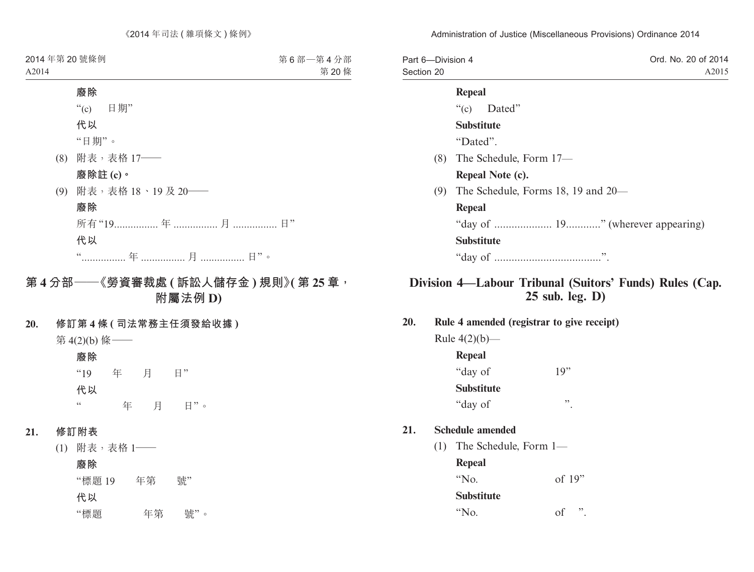**廢除**

"(c) 日期"

**代以**

"日期"。

(8) 附表，表格 17——

**廢除註 (c)。**

(9) 附表，表格 18、19 及 20——

**廢除**

所有"19................ 年 ................ 月 ................ 日"

**代以**

"................ 年 ................ 月 ................ 日"。

## 第 4 分部——《勞資審裁處 ( 訴訟人儲存金 ) 規則》( 第 25 章，附屬法例 D)

**20. 修訂第 4 條 ( 司法常務主任須發給收據 )**

第 4(2)(b) 條——

**廢除**

"19 年 月 日"

**代以**

" 年 月 日"。

**21. 修訂附表**

(1) 附表，表格 1——

**廢除**

"標題 19 年第 號"

**代以**

"標題 年第 號"。

**Repeal**

"(c) Dated"

**Substitute**

"Dated".

(8) The Schedule, Form 17—

**Repeal Note (c).**

(9) The Schedule, Forms 18, 19 and 20—

**Repeal**

"day of .................... 19............" (wherever appearing)

**Substitute**

"day of .....................................".

## Division 4—Labour Tribunal (Suitors' Funds) Rules (Cap. 25 sub. leg. D)

**20. Rule 4 amended (registrar to give receipt)**

Rule 4(2)(b)—

**Repeal**

"day of 19"

**Substitute**

"day of ".

**21. Schedule amended**

(1) The Schedule, Form 1—

**Repeal**

"No. of 19"

**Substitute**

"No. of ".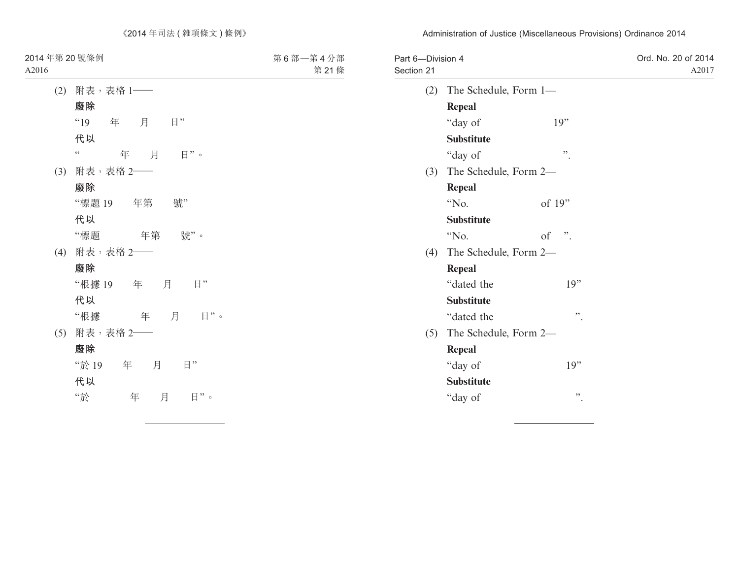(2) 附表，表格 1——

**廢除**

“19　　年　　月　　日”

**代以**

“　　　　年　　月　　日”。

(3) 附表，表格 2——

**廢除**

“標題 19　　年第　　號”

**代以**

“標題　　　　年第　　號”。

(4) 附表，表格 2——

**廢除**

“根據 19　　年　　月　　日”

**代以**

“根據　　　　年　　月　　日”。

(5) 附表，表格 2——

**廢除**

“於 19　　年　　月　　日”

**代以**

“於　　　　年　　月　　日”。

---

(2) The Schedule, Form 1—

**Repeal**

“day of 19”

**Substitute**

“day of ”.

(3) The Schedule, Form 2—

**Repeal**

“No. of 19”

**Substitute**

“No. of ”.

(4) The Schedule, Form 2—

**Repeal**

“dated the 19”

**Substitute**

“dated the ”.

(5) The Schedule, Form 2—

**Repeal**

“day of 19”

**Substitute**

“day of ”.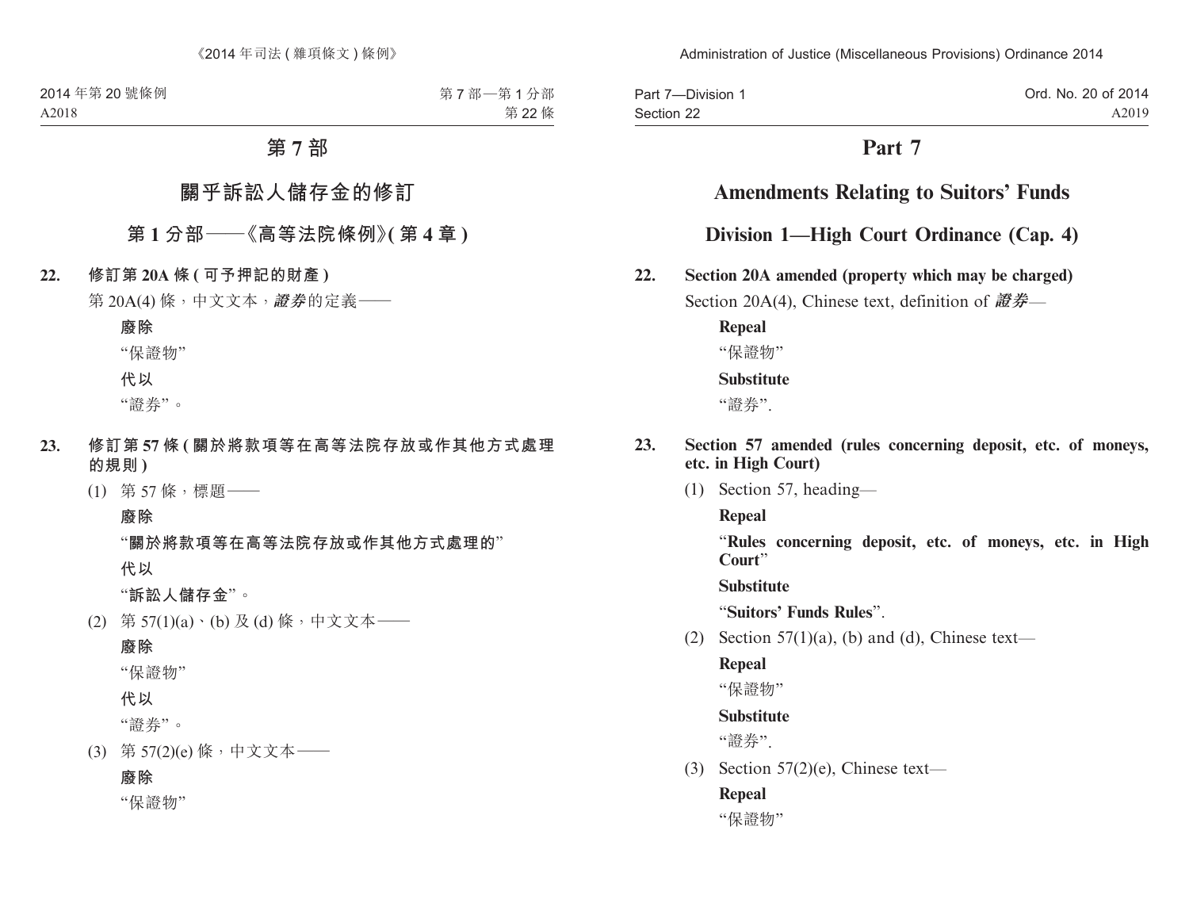# 第 7 部

## 關乎訴訟人儲存金的修訂

### 第 1 分部——《高等法院條例》(第 4 章)

**22. 修訂第 20A 條 (可予押記的財產)**

第 20A(4) 條，中文文本，***證券***的定義——

**廢除**

“保證物”

**代以**

“證券”。

**23. 修訂第 57 條 (關於將款項等在高等法院存放或作其他方式處理的規則)**

(1) 第 57 條，標題——

**廢除**

“**關於將款項等在高等法院存放或作其他方式處理的**”

**代以**

“**訴訟人儲存金**”。

(2) 第 57(1)(a)、(b) 及 (d) 條，中文文本——

**廢除**

“保證物”

**代以**

“證券”。

(3) 第 57(2)(e) 條，中文文本——

**廢除**

“保證物”

# Part 7

## Amendments Relating to Suitors’ Funds

### Division 1—High Court Ordinance (Cap. 4)

**22. Section 20A amended (property which may be charged)**

Section 20A(4), Chinese text, definition of ***證券***—

**Repeal**

“保證物”

**Substitute**

“證券”.

**23. Section 57 amended (rules concerning deposit, etc. of moneys, etc. in High Court)**

(1) Section 57, heading—

**Repeal**

“**Rules concerning deposit, etc. of moneys, etc. in High Court**”

**Substitute**

“**Suitors’ Funds Rules**”.

(2) Section 57(1)(a), (b) and (d), Chinese text—

**Repeal**

“保證物”

**Substitute**

“證券”.

(3) Section 57(2)(e), Chinese text—

**Repeal**

“保證物”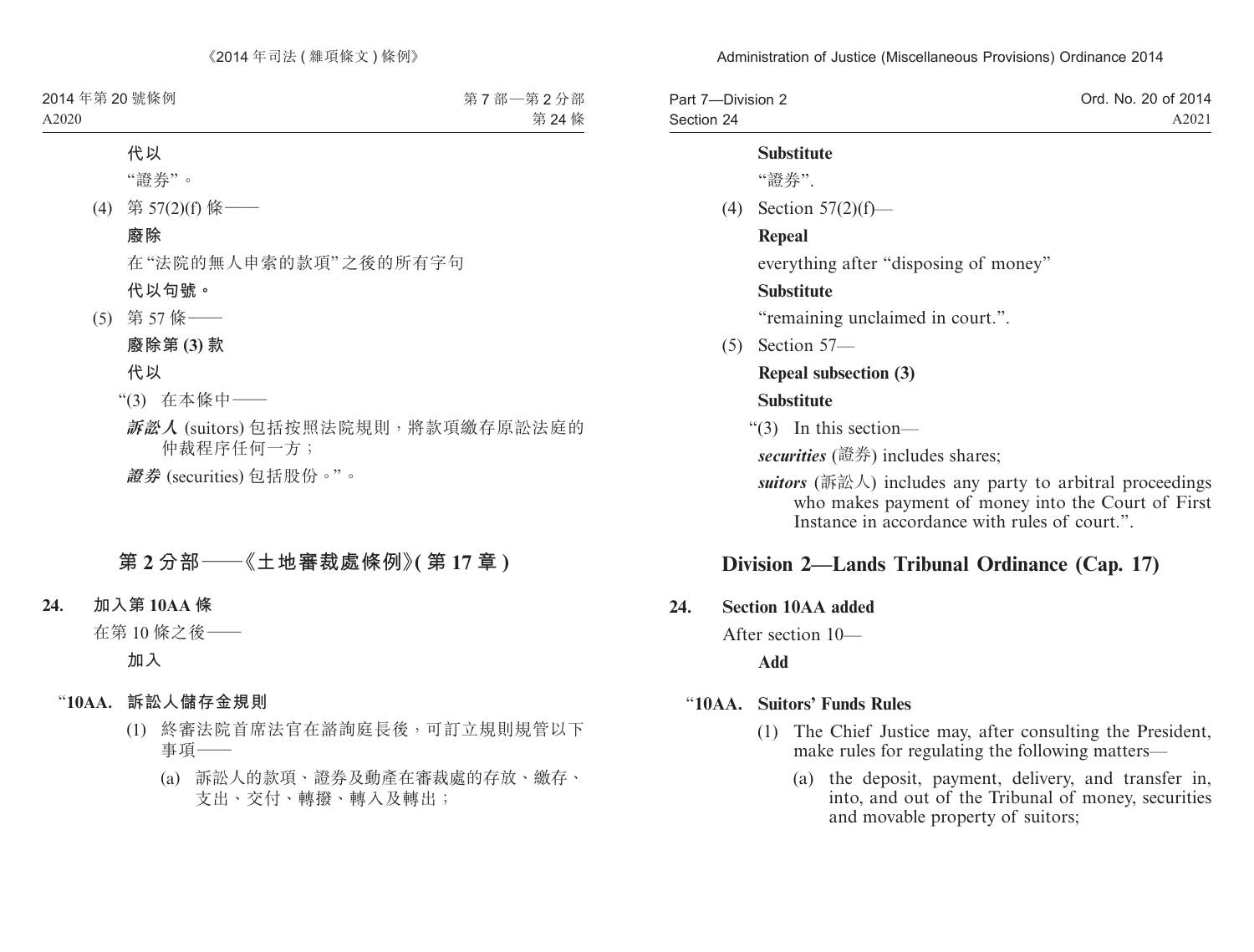**代以**

"證券"。

(4) 第 57(2)(f) 條——

**廢除**

在"法院的無人申索的款項"之後的所有字句

**代以句號。**

(5) 第 57 條——

**廢除第 (3) 款**

**代以**

"(3) 在本條中——

***訴訟人*** (suitors) 包括按照法院規則，將款項繳存原訟法庭的仲裁程序任何一方；

***證券*** (securities) 包括股份。"。

## 第 2 分部——《土地審裁處條例》(第 17 章)

### 24. 加入第 10AA 條

在第 10 條之後——

**加入**

"**10AA. 訴訟人儲存金規則**

(1) 終審法院首席法官在諮詢庭長後，可訂立規則規管以下事項——

(a) 訴訟人的款項、證券及動產在審裁處的存放、繳存、支出、交付、轉撥、轉入及轉出；

**Substitute**

"證券".

(4) Section 57(2)(f)—

**Repeal**

everything after "disposing of money"

**Substitute**

"remaining unclaimed in court.".

(5) Section 57—

**Repeal subsection (3)**

**Substitute**

"(3) In this section—

***securities*** (證券) includes shares;

***suitors*** (訴訟人) includes any party to arbitral proceedings who makes payment of money into the Court of First Instance in accordance with rules of court.".

## Division 2—Lands Tribunal Ordinance (Cap. 17)

### 24. Section 10AA added

After section 10—

**Add**

"**10AA. Suitors' Funds Rules**

(1) The Chief Justice may, after consulting the President, make rules for regulating the following matters—

(a) the deposit, payment, delivery, and transfer in, into, and out of the Tribunal of money, securities and movable property of suitors;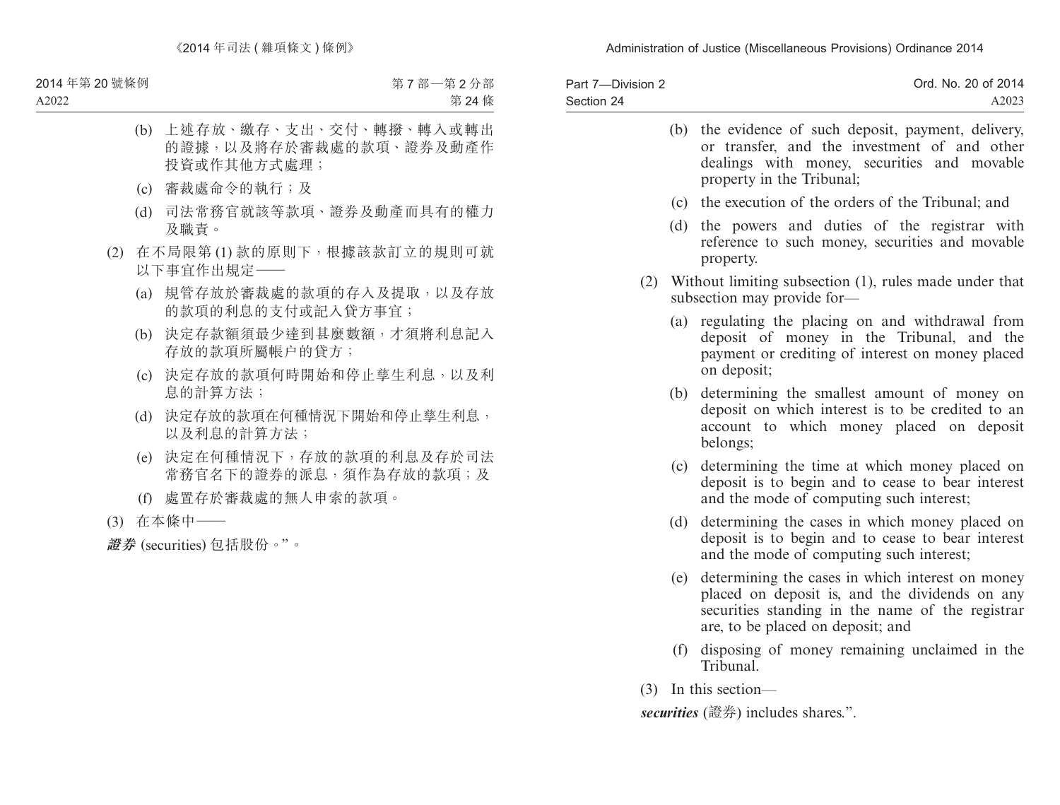(b) 上述存放、繳存、支出、交付、轉撥、轉入或轉出的證據，以及將存於審裁處的款項、證券及動產作投資或作其他方式處理；

(c) 審裁處命令的執行；及

(d) 司法常務官就該等款項、證券及動產而具有的權力及職責。

(2) 在不局限第 (1) 款的原則下，根據該款訂立的規則可就以下事宜作出規定——

(a) 規管存放於審裁處的款項的存入及提取，以及存放的款項的利息的支付或記入貸方事宜；

(b) 決定存款額須最少達到甚麼數額，才須將利息記入存放的款項所屬帳户的貸方；

(c) 決定存放的款項何時開始和停止孳生利息，以及利息的計算方法；

(d) 決定存放的款項在何種情況下開始和停止孳生利息，以及利息的計算方法；

(e) 決定在何種情況下，存放的款項的利息及存於司法常務官名下的證券的派息，須作為存放的款項；及

(f) 處置存於審裁處的無人申索的款項。

(3) 在本條中——

***證券*** (securities) 包括股份。”。

(b) the evidence of such deposit, payment, delivery, or transfer, and the investment of and other dealings with money, securities and movable property in the Tribunal;

(c) the execution of the orders of the Tribunal; and

(d) the powers and duties of the registrar with reference to such money, securities and movable property.

(2) Without limiting subsection (1), rules made under that subsection may provide for—

(a) regulating the placing on and withdrawal from deposit of money in the Tribunal, and the payment or crediting of interest on money placed on deposit;

(b) determining the smallest amount of money on deposit on which interest is to be credited to an account to which money placed on deposit belongs;

(c) determining the time at which money placed on deposit is to begin and to cease to bear interest and the mode of computing such interest;

(d) determining the cases in which money placed on deposit is to begin and to cease to bear interest and the mode of computing such interest;

(e) determining the cases in which interest on money placed on deposit is, and the dividends on any securities standing in the name of the registrar are, to be placed on deposit; and

(f) disposing of money remaining unclaimed in the Tribunal.

(3) In this section—

***securities*** (證券) includes shares.”.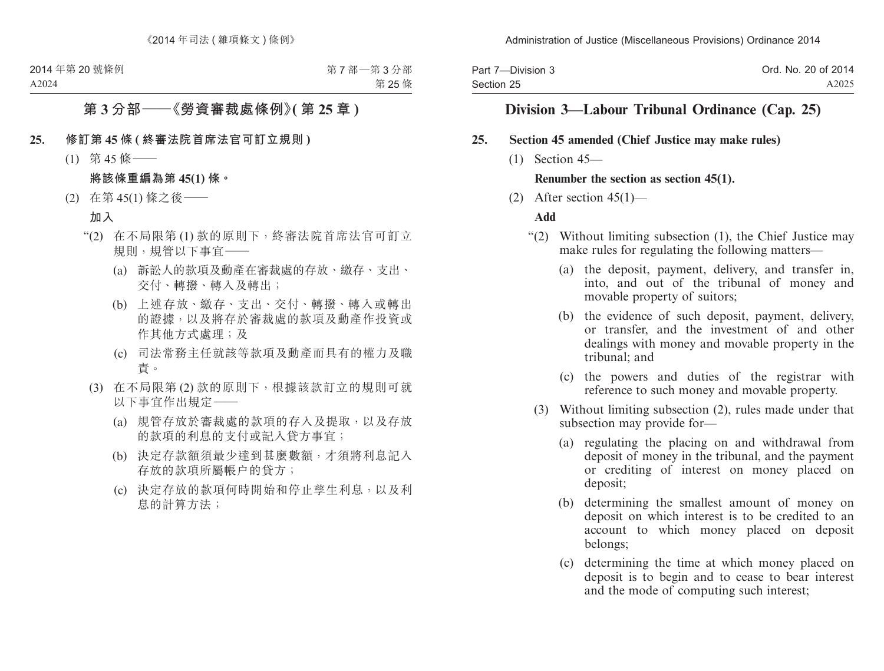## 第 3 分部——《勞資審裁處條例》(第 25 章)

**25. 修訂第 45 條 (終審法院首席法官可訂立規則)**

(1) 第 45 條——

**將該條重編為第 45(1) 條。**

(2) 在第 45(1) 條之後——

**加入**

"(2) 在不局限第 (1) 款的原則下,終審法院首席法官可訂立規則,規管以下事宜——

(a) 訴訟人的款項及動產在審裁處的存放、繳存、支出、交付、轉撥、轉入及轉出;

(b) 上述存放、繳存、支出、交付、轉撥、轉入或轉出的證據,以及將存於審裁處的款項及動產作投資或作其他方式處理;及

(c) 司法常務主任就該等款項及動產而具有的權力及職責。

(3) 在不局限第 (2) 款的原則下,根據該款訂立的規則可就以下事宜作出規定——

(a) 規管存放於審裁處的款項的存入及提取,以及存放的款項的利息的支付或記入貸方事宜;

(b) 決定存款額須最少達到甚麼數額,才須將利息記入存放的款項所屬帳户的貸方;

(c) 決定存放的款項何時開始和停止孳生利息,以及利息的計算方法;

## Division 3—Labour Tribunal Ordinance (Cap. 25)

**25. Section 45 amended (Chief Justice may make rules)**

(1) Section 45—

**Renumber the section as section 45(1).**

(2) After section 45(1)—

**Add**

"(2) Without limiting subsection (1), the Chief Justice may make rules for regulating the following matters—

(a) the deposit, payment, delivery, and transfer in, into, and out of the tribunal of money and movable property of suitors;

(b) the evidence of such deposit, payment, delivery, or transfer, and the investment of and other dealings with money and movable property in the tribunal; and

(c) the powers and duties of the registrar with reference to such money and movable property.

(3) Without limiting subsection (2), rules made under that subsection may provide for—

(a) regulating the placing on and withdrawal from deposit of money in the tribunal, and the payment or crediting of interest on money placed on deposit;

(b) determining the smallest amount of money on deposit on which interest is to be credited to an account to which money placed on deposit belongs;

(c) determining the time at which money placed on deposit is to begin and to cease to bear interest and the mode of computing such interest;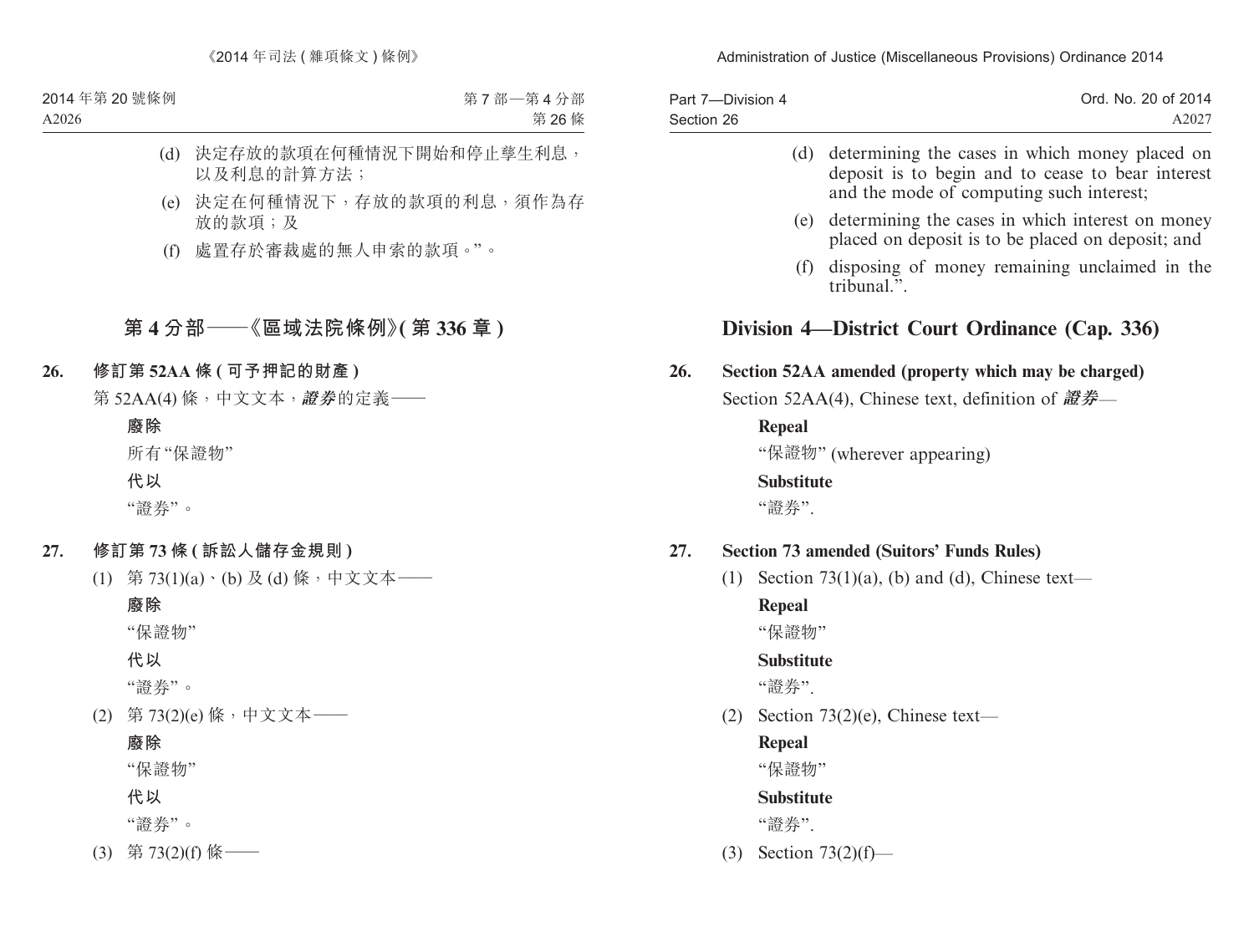(d) 決定存放的款項在何種情況下開始和停止孳生利息，以及利息的計算方法；

(e) 決定在何種情況下，存放的款項的利息，須作為存放的款項；及

(f) 處置存於審裁處的無人申索的款項。”。

## 第 4 分部——《區域法院條例》(第 336 章)

**26. 修訂第 52AA 條 (可予押記的財產)**

第 52AA(4) 條，中文文本，***證券***的定義——

**廢除**

所有“保證物”

**代以**

“證券”。

**27. 修訂第 73 條 (訴訟人儲存金規則)**

(1) 第 73(1)(a)、(b) 及 (d) 條，中文文本——

**廢除**

“保證物”

**代以**

“證券”。

(2) 第 73(2)(e) 條，中文文本——

**廢除**

“保證物”

**代以**

“證券”。

(3) 第 73(2)(f) 條——

(d) determining the cases in which money placed on deposit is to begin and to cease to bear interest and the mode of computing such interest;

(e) determining the cases in which interest on money placed on deposit is to be placed on deposit; and

(f) disposing of money remaining unclaimed in the tribunal.”.

## Division 4—District Court Ordinance (Cap. 336)

**26. Section 52AA amended (property which may be charged)**

Section 52AA(4), Chinese text, definition of ***證券***—

**Repeal**

“保證物” (wherever appearing)

**Substitute**

“證券”.

**27. Section 73 amended (Suitors’ Funds Rules)**

(1) Section 73(1)(a), (b) and (d), Chinese text—

**Repeal**

“保證物”

**Substitute**

“證券”.

(2) Section 73(2)(e), Chinese text—

**Repeal**

“保證物”

**Substitute**

“證券”.

(3) Section 73(2)(f)—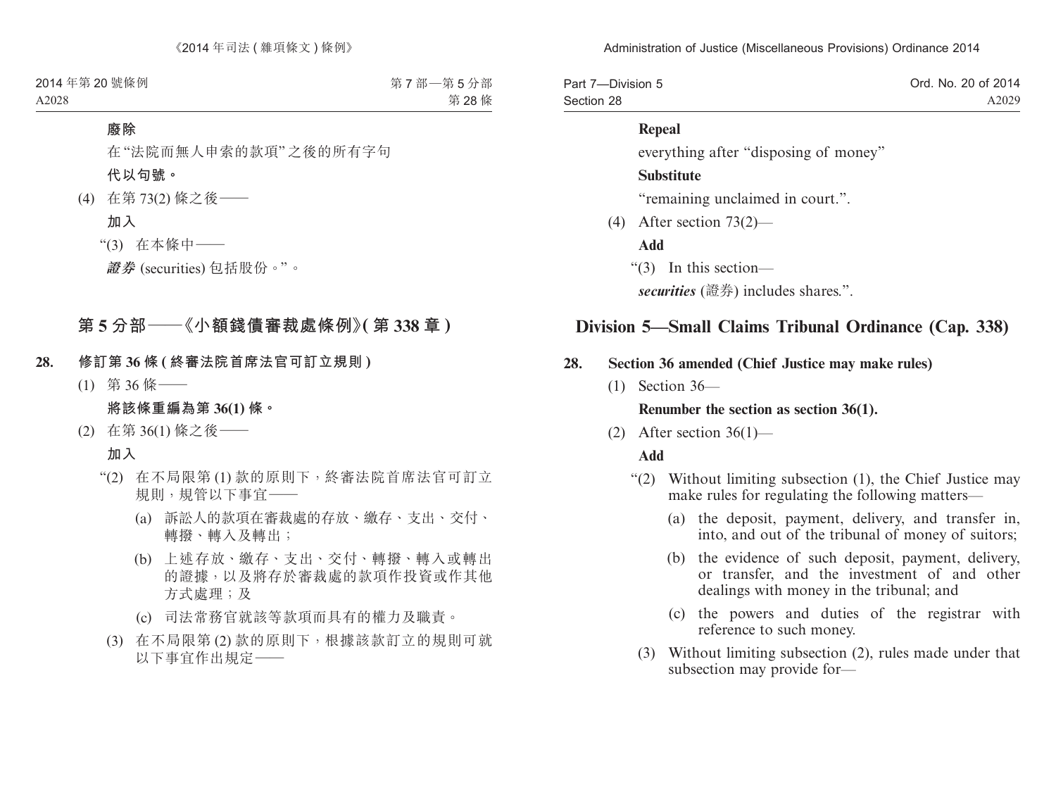**廢除**

在"法院而無人申索的款項"之後的所有字句

**代以句號。**

(4) 在第 73(2) 條之後——

**加入**

"(3) 在本條中——

***證券*** (securities) 包括股份。"。

## 第 5 分部——《小額錢債審裁處條例》(第 338 章)

**28. 修訂第 36 條 (終審法院首席法官可訂立規則)**

(1) 第 36 條——

**將該條重編為第 36(1) 條。**

(2) 在第 36(1) 條之後——

**加入**

"(2) 在不局限第 (1) 款的原則下，終審法院首席法官可訂立規則，規管以下事宜——

(a) 訴訟人的款項在審裁處的存放、繳存、支出、交付、轉撥、轉入及轉出；

(b) 上述存放、繳存、支出、交付、轉撥、轉入或轉出的證據，以及將存於審裁處的款項作投資或作其他方式處理；及

(c) 司法常務官就該等款項而具有的權力及職責。

(3) 在不局限第 (2) 款的原則下，根據該款訂立的規則可就以下事宜作出規定——

**Repeal**

everything after "disposing of money"

**Substitute**

"remaining unclaimed in court.".

(4) After section 73(2)—

**Add**

"(3) In this section—

***securities*** (證券) includes shares.".

## Division 5—Small Claims Tribunal Ordinance (Cap. 338)

**28. Section 36 amended (Chief Justice may make rules)**

(1) Section 36—

**Renumber the section as section 36(1).**

(2) After section 36(1)—

**Add**

"(2) Without limiting subsection (1), the Chief Justice may make rules for regulating the following matters—

(a) the deposit, payment, delivery, and transfer in, into, and out of the tribunal of money of suitors;

(b) the evidence of such deposit, payment, delivery, or transfer, and the investment of and other dealings with money in the tribunal; and

(c) the powers and duties of the registrar with reference to such money.

(3) Without limiting subsection (2), rules made under that subsection may provide for—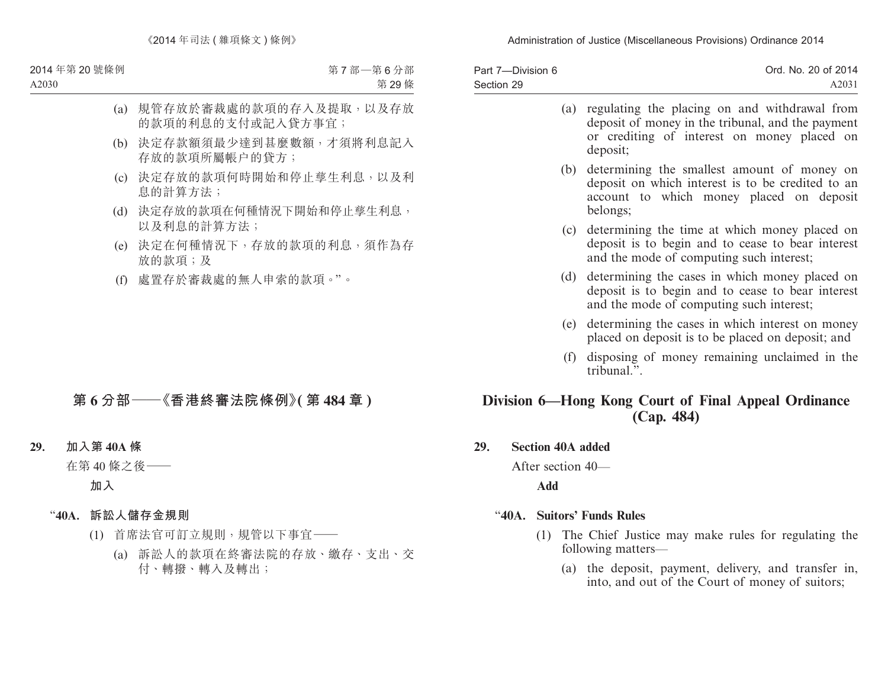(a) 規管存放於審裁處的款項的存入及提取，以及存放的款項的利息的支付或記入貸方事宜；

(b) 決定存款額須最少達到甚麼數額，才須將利息記入存放的款項所屬帳户的貸方；

(c) 決定存放的款項何時開始和停止孳生利息，以及利息的計算方法；

(d) 決定存放的款項在何種情況下開始和停止孳生利息，以及利息的計算方法；

(e) 決定在何種情況下，存放的款項的利息，須作為存放的款項；及

(f) 處置存於審裁處的無人申索的款項。”。

## 第 6 分部——《香港終審法院條例》(第 484 章)

**29. 加入第 40A 條**

在第 40 條之後——

**加入**

“**40A. 訴訟人儲存金規則**

(1) 首席法官可訂立規則，規管以下事宜——

(a) 訴訟人的款項在終審法院的存放、繳存、支出、交付、轉撥、轉入及轉出；

---

(a) regulating the placing on and withdrawal from deposit of money in the tribunal, and the payment or crediting of interest on money placed on deposit;

(b) determining the smallest amount of money on deposit on which interest is to be credited to an account to which money placed on deposit belongs;

(c) determining the time at which money placed on deposit is to begin and to cease to bear interest and the mode of computing such interest;

(d) determining the cases in which money placed on deposit is to begin and to cease to bear interest and the mode of computing such interest;

(e) determining the cases in which interest on money placed on deposit is to be placed on deposit; and

(f) disposing of money remaining unclaimed in the tribunal.”.

## Division 6—Hong Kong Court of Final Appeal Ordinance (Cap. 484)

**29. Section 40A added**

After section 40—

**Add**

“**40A. Suitors' Funds Rules**

(1) The Chief Justice may make rules for regulating the following matters—

(a) the deposit, payment, delivery, and transfer in, into, and out of the Court of money of suitors;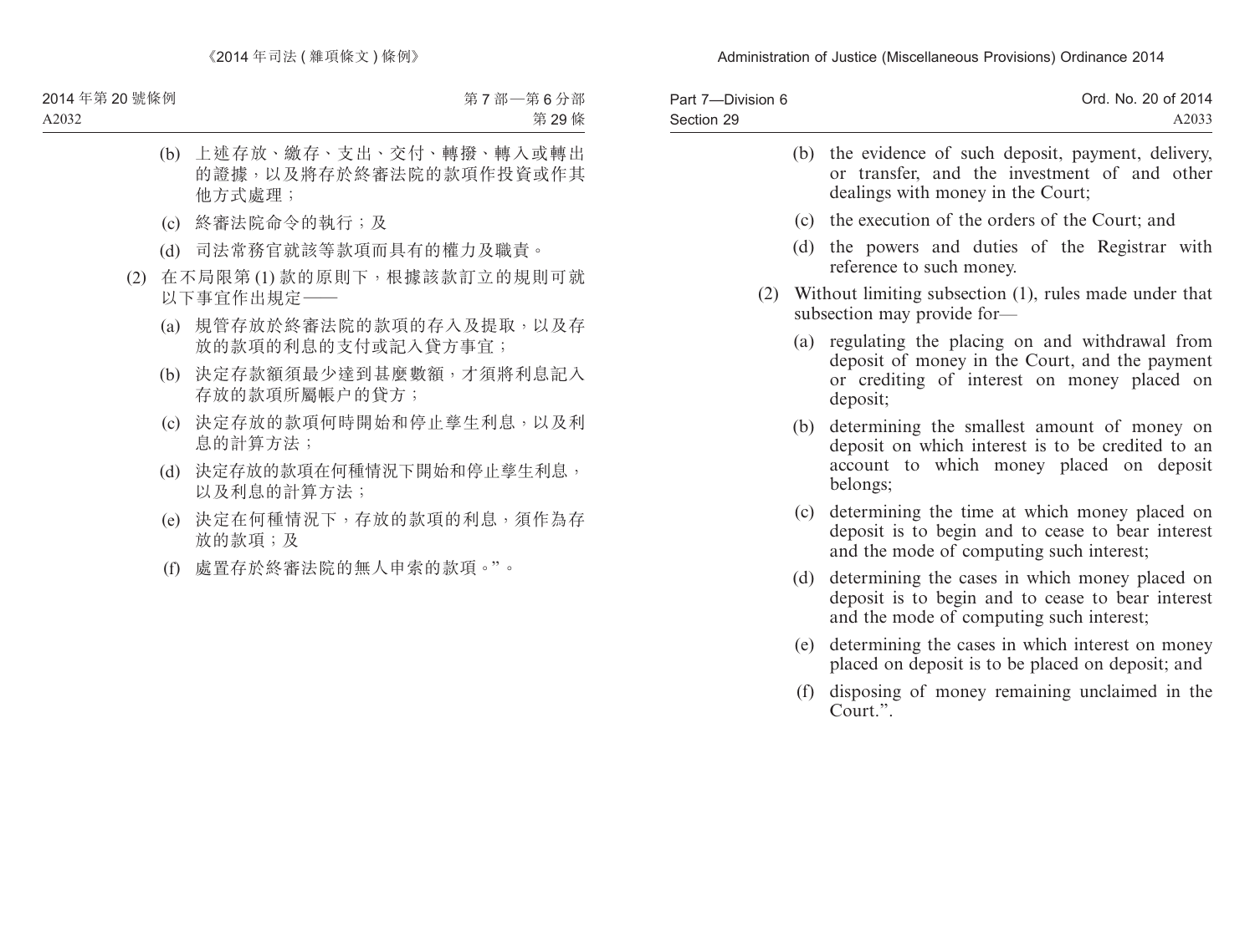(b) 上述存放、繳存、支出、交付、轉撥、轉入或轉出的證據，以及將存於終審法院的款項作投資或作其他方式處理；

(c) 終審法院命令的執行；及

(d) 司法常務官就該等款項而具有的權力及職責。

(2) 在不局限第 (1) 款的原則下，根據該款訂立的規則可就以下事宜作出規定——

(a) 規管存放於終審法院的款項的存入及提取，以及存放的款項的利息的支付或記入貸方事宜；

(b) 決定存款額須最少達到甚麼數額，才須將利息記入存放的款項所屬帳户的貸方；

(c) 決定存放的款項何時開始和停止孳生利息，以及利息的計算方法；

(d) 決定存放的款項在何種情況下開始和停止孳生利息，以及利息的計算方法；

(e) 決定在何種情況下，存放的款項的利息，須作為存放的款項；及

(f) 處置存於終審法院的無人申索的款項。”。

(b) the evidence of such deposit, payment, delivery, or transfer, and the investment of and other dealings with money in the Court;

(c) the execution of the orders of the Court; and

(d) the powers and duties of the Registrar with reference to such money.

(2) Without limiting subsection (1), rules made under that subsection may provide for—

(a) regulating the placing on and withdrawal from deposit of money in the Court, and the payment or crediting of interest on money placed on deposit;

(b) determining the smallest amount of money on deposit on which interest is to be credited to an account to which money placed on deposit belongs;

(c) determining the time at which money placed on deposit is to begin and to cease to bear interest and the mode of computing such interest;

(d) determining the cases in which money placed on deposit is to begin and to cease to bear interest and the mode of computing such interest;

(e) determining the cases in which interest on money placed on deposit is to be placed on deposit; and

(f) disposing of money remaining unclaimed in the Court.”.